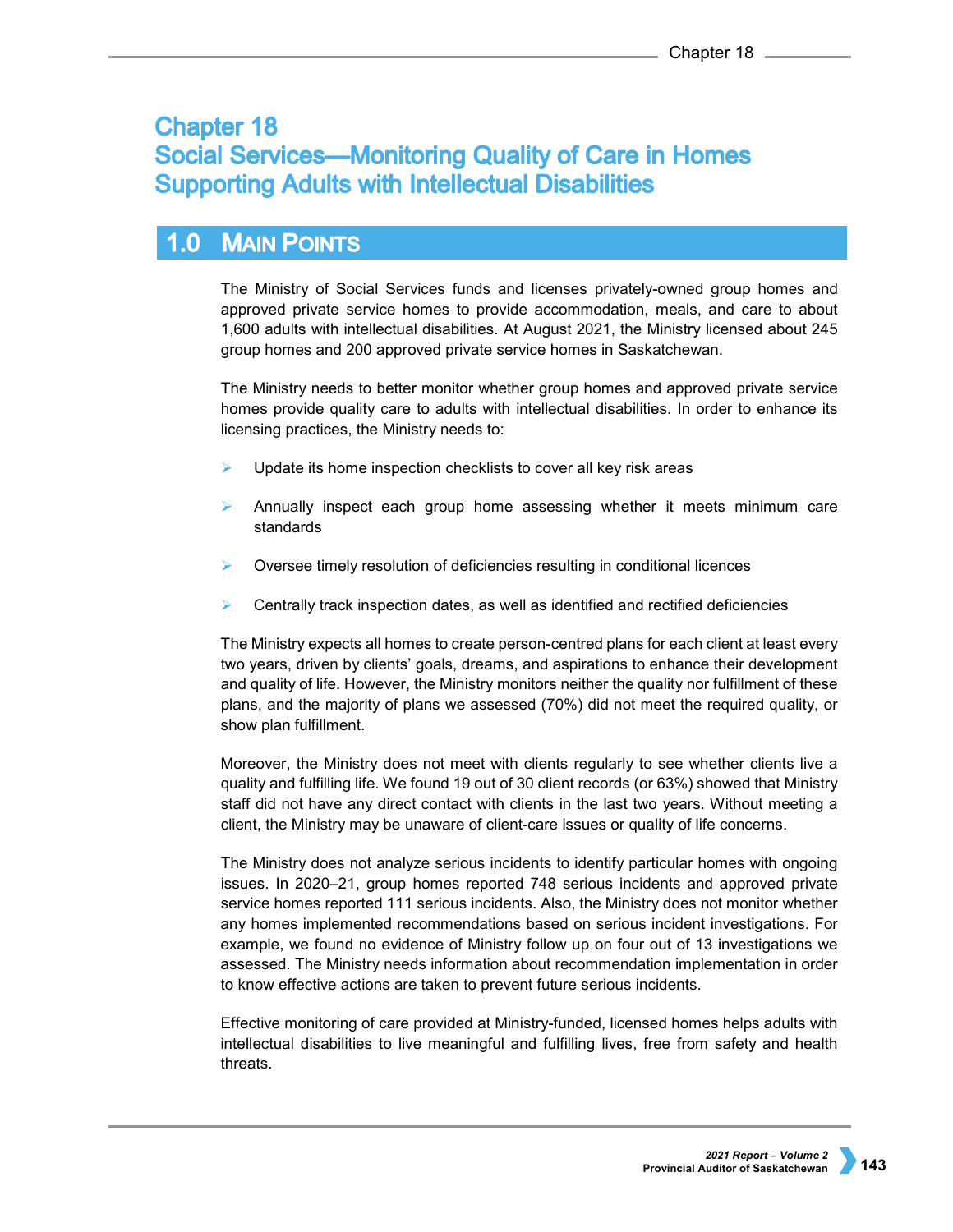# Chapter 18
# Social Services—Monitoring Quality of Care in Homes Supporting Adults with Intellectual Disabilities

## 1.0 Main Points

The Ministry of Social Services funds and licenses privately-owned group homes and approved private service homes to provide accommodation, meals, and care to about 1,600 adults with intellectual disabilities. At August 2021, the Ministry licensed about 245 group homes and 200 approved private service homes in Saskatchewan.

The Ministry needs to better monitor whether group homes and approved private service homes provide quality care to adults with intellectual disabilities. In order to enhance its licensing practices, the Ministry needs to:

- Update its home inspection checklists to cover all key risk areas
- Annually inspect each group home assessing whether it meets minimum care standards
- Oversee timely resolution of deficiencies resulting in conditional licences
- Centrally track inspection dates, as well as identified and rectified deficiencies

The Ministry expects all homes to create person-centred plans for each client at least every two years, driven by clients' goals, dreams, and aspirations to enhance their development and quality of life. However, the Ministry monitors neither the quality nor fulfillment of these plans, and the majority of plans we assessed (70%) did not meet the required quality, or show plan fulfillment.

Moreover, the Ministry does not meet with clients regularly to see whether clients live a quality and fulfilling life. We found 19 out of 30 client records (or 63%) showed that Ministry staff did not have any direct contact with clients in the last two years. Without meeting a client, the Ministry may be unaware of client-care issues or quality of life concerns.

The Ministry does not analyze serious incidents to identify particular homes with ongoing issues. In 2020–21, group homes reported 748 serious incidents and approved private service homes reported 111 serious incidents. Also, the Ministry does not monitor whether any homes implemented recommendations based on serious incident investigations. For example, we found no evidence of Ministry follow up on four out of 13 investigations we assessed. The Ministry needs information about recommendation implementation in order to know effective actions are taken to prevent future serious incidents.

Effective monitoring of care provided at Ministry-funded, licensed homes helps adults with intellectual disabilities to live meaningful and fulfilling lives, free from safety and health threats.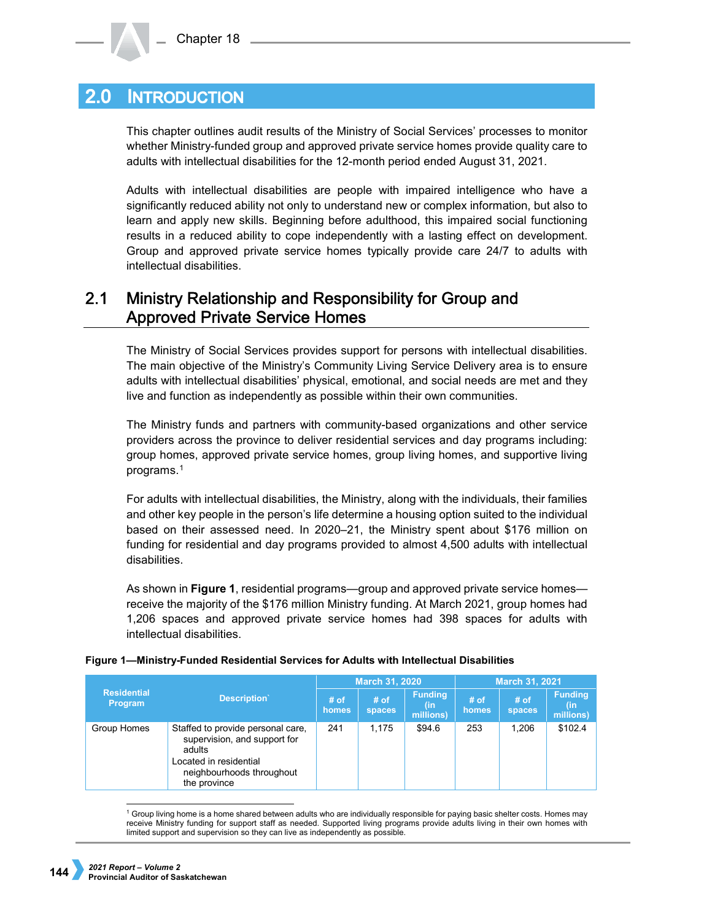## 2.0 Introduction

This chapter outlines audit results of the Ministry of Social Services' processes to monitor whether Ministry-funded group and approved private service homes provide quality care to adults with intellectual disabilities for the 12-month period ended August 31, 2021.

Adults with intellectual disabilities are people with impaired intelligence who have a significantly reduced ability not only to understand new or complex information, but also to learn and apply new skills. Beginning before adulthood, this impaired social functioning results in a reduced ability to cope independently with a lasting effect on development. Group and approved private service homes typically provide care 24/7 to adults with intellectual disabilities.

### 2.1 Ministry Relationship and Responsibility for Group and Approved Private Service Homes

The Ministry of Social Services provides support for persons with intellectual disabilities. The main objective of the Ministry's Community Living Service Delivery area is to ensure adults with intellectual disabilities' physical, emotional, and social needs are met and they live and function as independently as possible within their own communities.

The Ministry funds and partners with community-based organizations and other service providers across the province to deliver residential services and day programs including: group homes, approved private service homes, group living homes, and supportive living programs.[1]

For adults with intellectual disabilities, the Ministry, along with the individuals, their families and other key people in the person's life determine a housing option suited to the individual based on their assessed need. In 2020–21, the Ministry spent about $176 million on funding for residential and day programs provided to almost 4,500 adults with intellectual disabilities.

As shown in **Figure 1**, residential programs—group and approved private service homes—receive the majority of the $176 million Ministry funding. At March 2021, group homes had 1,206 spaces and approved private service homes had 398 spaces for adults with intellectual disabilities.

**Figure 1—Ministry-Funded Residential Services for Adults with Intellectual Disabilities**

| Residential Program | Description` | March 31, 2020 | | | March 31, 2021 | | |
|---|---|---|---|---|---|---|---|
| | | # of homes | # of spaces | Funding (in millions) | # of homes | # of spaces | Funding (in millions) |
| Group Homes | Staffed to provide personal care, supervision, and support for adults<br>Located in residential neighbourhoods throughout the province | 241 | 1,175 | $94.6 | 253 | 1,206 | $102.4 |

[1] Group living home is a home shared between adults who are individually responsible for paying basic shelter costs. Homes may receive Ministry funding for support staff as needed. Supported living programs provide adults living in their own homes with limited support and supervision so they can live as independently as possible.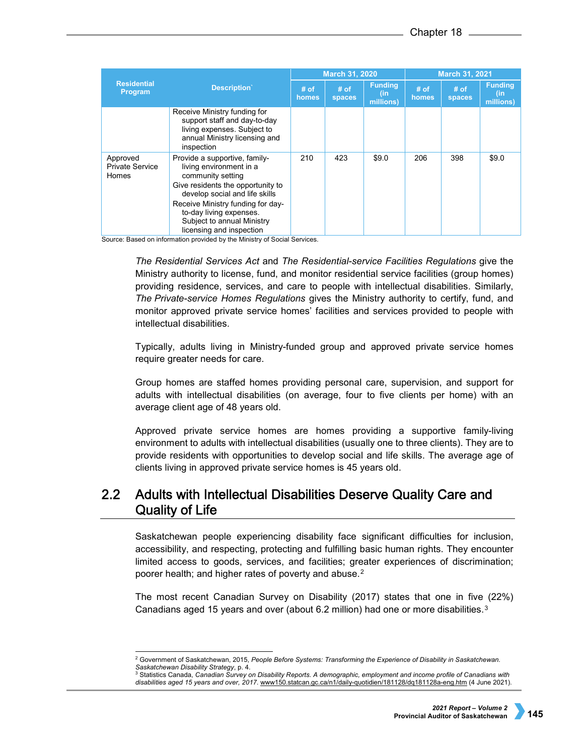| Residential Program | Description` | March 31, 2020 | | | March 31, 2021 | | |
|---|---|---|---|---|---|---|---|
| | | # of homes | # of spaces | Funding (in millions) | # of homes | # of spaces | Funding (in millions) |
| | Receive Ministry funding for support staff and day-to-day living expenses. Subject to annual Ministry licensing and inspection | | | | | | |
| Approved Private Service Homes | Provide a supportive, family-living environment in a community setting<br>Give residents the opportunity to develop social and life skills<br>Receive Ministry funding for day-to-day living expenses. Subject to annual Ministry licensing and inspection | 210 | 423 | $9.0 | 206 | 398 | $9.0 |

Source: Based on information provided by the Ministry of Social Services.

*The Residential Services Act* and *The Residential-service Facilities Regulations* give the Ministry authority to license, fund, and monitor residential service facilities (group homes) providing residence, services, and care to people with intellectual disabilities. Similarly, *The Private-service Homes Regulations* gives the Ministry authority to certify, fund, and monitor approved private service homes' facilities and services provided to people with intellectual disabilities.

Typically, adults living in Ministry-funded group and approved private service homes require greater needs for care.

Group homes are staffed homes providing personal care, supervision, and support for adults with intellectual disabilities (on average, four to five clients per home) with an average client age of 48 years old.

Approved private service homes are homes providing a supportive family-living environment to adults with intellectual disabilities (usually one to three clients). They are to provide residents with opportunities to develop social and life skills. The average age of clients living in approved private service homes is 45 years old.

## 2.2 Adults with Intellectual Disabilities Deserve Quality Care and Quality of Life

Saskatchewan people experiencing disability face significant difficulties for inclusion, accessibility, and respecting, protecting and fulfilling basic human rights. They encounter limited access to goods, services, and facilities; greater experiences of discrimination; poorer health; and higher rates of poverty and abuse.[2]

The most recent Canadian Survey on Disability (2017) states that one in five (22%) Canadians aged 15 years and over (about 6.2 million) had one or more disabilities.[3]

[2] Government of Saskatchewan, 2015, *People Before Systems: Transforming the Experience of Disability in Saskatchewan. Saskatchewan Disability Strategy*, p. 4.

[3] Statistics Canada, *Canadian Survey on Disability Reports. A demographic, employment and income profile of Canadians with disabilities aged 15 years and over, 2017*. www150.statcan.gc.ca/n1/daily-quotidien/181128/dq181128a-eng.htm (4 June 2021).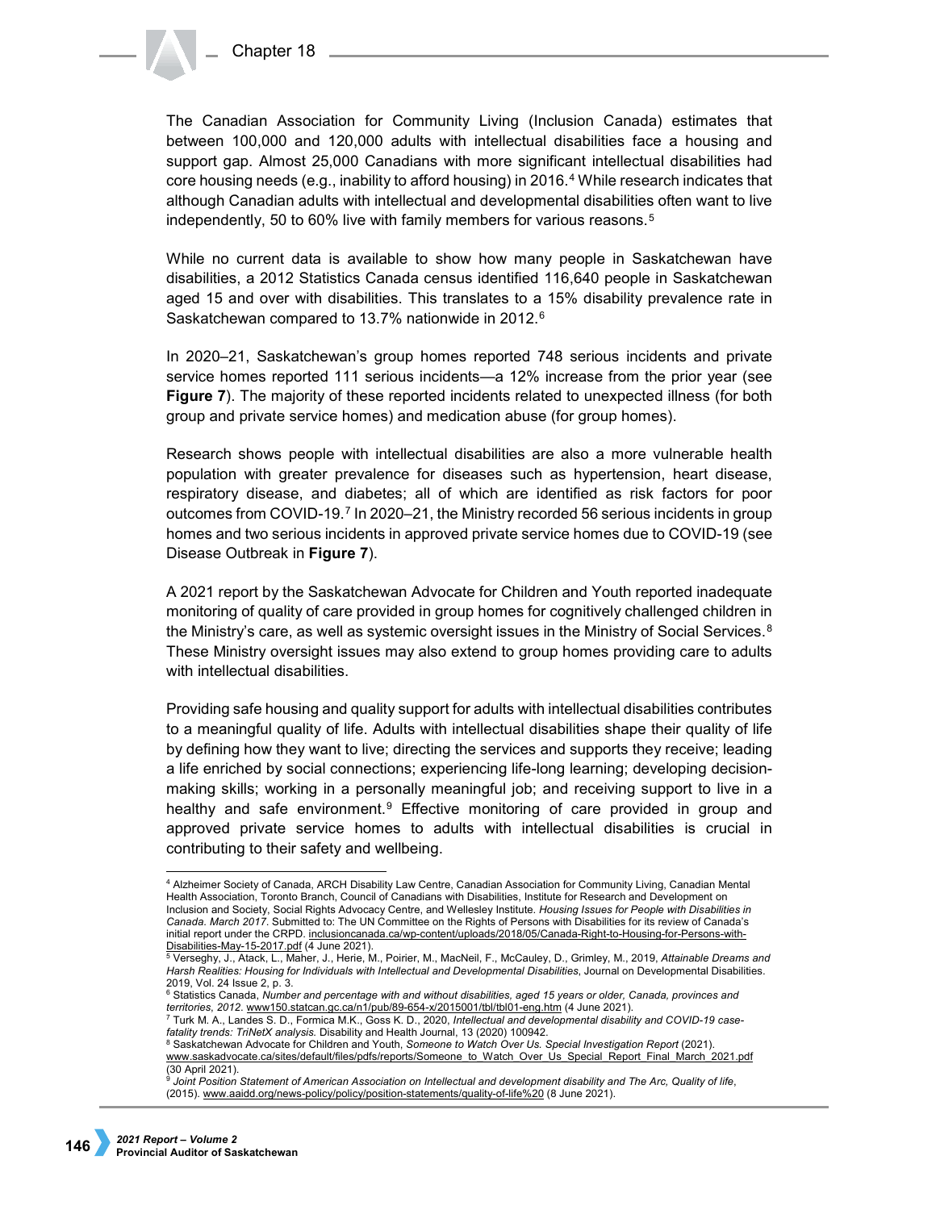The Canadian Association for Community Living (Inclusion Canada) estimates that between 100,000 and 120,000 adults with intellectual disabilities face a housing and support gap. Almost 25,000 Canadians with more significant intellectual disabilities had core housing needs (e.g., inability to afford housing) in 2016.[4] While research indicates that although Canadian adults with intellectual and developmental disabilities often want to live independently, 50 to 60% live with family members for various reasons.[5]

While no current data is available to show how many people in Saskatchewan have disabilities, a 2012 Statistics Canada census identified 116,640 people in Saskatchewan aged 15 and over with disabilities. This translates to a 15% disability prevalence rate in Saskatchewan compared to 13.7% nationwide in 2012.[6]

In 2020–21, Saskatchewan's group homes reported 748 serious incidents and private service homes reported 111 serious incidents—a 12% increase from the prior year (see **Figure 7**). The majority of these reported incidents related to unexpected illness (for both group and private service homes) and medication abuse (for group homes).

Research shows people with intellectual disabilities are also a more vulnerable health population with greater prevalence for diseases such as hypertension, heart disease, respiratory disease, and diabetes; all of which are identified as risk factors for poor outcomes from COVID-19.[7] In 2020–21, the Ministry recorded 56 serious incidents in group homes and two serious incidents in approved private service homes due to COVID-19 (see Disease Outbreak in **Figure 7**).

A 2021 report by the Saskatchewan Advocate for Children and Youth reported inadequate monitoring of quality of care provided in group homes for cognitively challenged children in the Ministry's care, as well as systemic oversight issues in the Ministry of Social Services.[8] These Ministry oversight issues may also extend to group homes providing care to adults with intellectual disabilities.

Providing safe housing and quality support for adults with intellectual disabilities contributes to a meaningful quality of life. Adults with intellectual disabilities shape their quality of life by defining how they want to live; directing the services and supports they receive; leading a life enriched by social connections; experiencing life-long learning; developing decision-making skills; working in a personally meaningful job; and receiving support to live in a healthy and safe environment.[9] Effective monitoring of care provided in group and approved private service homes to adults with intellectual disabilities is crucial in contributing to their safety and wellbeing.

---

[4] Alzheimer Society of Canada, ARCH Disability Law Centre, Canadian Association for Community Living, Canadian Mental Health Association, Toronto Branch, Council of Canadians with Disabilities, Institute for Research and Development on Inclusion and Society, Social Rights Advocacy Centre, and Wellesley Institute. *Housing Issues for People with Disabilities in Canada. March 2017*. Submitted to: The UN Committee on the Rights of Persons with Disabilities for its review of Canada's initial report under the CRPD. inclusioncanada.ca/wp-content/uploads/2018/05/Canada-Right-to-Housing-for-Persons-with-Disabilities-May-15-2017.pdf (4 June 2021).

[5] Verseghy, J., Atack, L., Maher, J., Herie, M., Poirier, M., MacNeil, F., McCauley, D., Grimley, M., 2019, *Attainable Dreams and Harsh Realities: Housing for Individuals with Intellectual and Developmental Disabilities*, Journal on Developmental Disabilities. 2019, Vol. 24 Issue 2, p. 3.

[6] Statistics Canada, *Number and percentage with and without disabilities, aged 15 years or older, Canada, provinces and territories, 2012*. www150.statcan.gc.ca/n1/pub/89-654-x/2015001/tbl/tbl01-eng.htm (4 June 2021).

[7] Turk M. A., Landes S. D., Formica M.K., Goss K. D., 2020, *Intellectual and developmental disability and COVID-19 case-fatality trends: TriNetX analysis.* Disability and Health Journal, 13 (2020) 100942.

[8] Saskatchewan Advocate for Children and Youth, *Someone to Watch Over Us. Special Investigation Report* (2021). www.saskadvocate.ca/sites/default/files/pdfs/reports/Someone_to_Watch_Over_Us_Special_Report_Final_March_2021.pdf (30 April 2021).

[9] *Joint Position Statement of American Association on Intellectual and development disability and The Arc, Quality of life*, (2015). www.aaidd.org/news-policy/policy/position-statements/quality-of-life%20 (8 June 2021).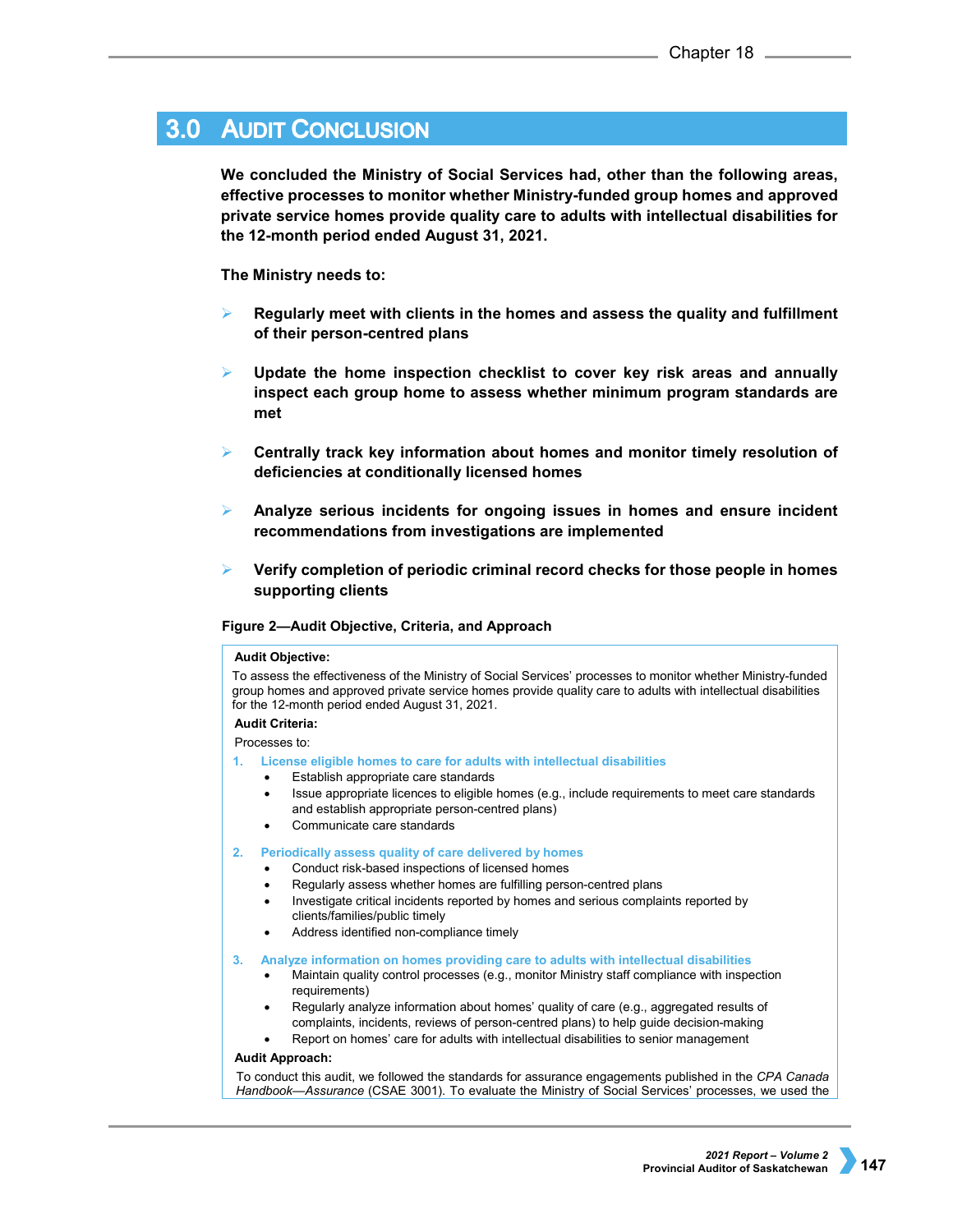## 3.0 Audit Conclusion

**We concluded the Ministry of Social Services had, other than the following areas, effective processes to monitor whether Ministry-funded group homes and approved private service homes provide quality care to adults with intellectual disabilities for the 12-month period ended August 31, 2021.**

**The Ministry needs to:**

- **Regularly meet with clients in the homes and assess the quality and fulfillment of their person-centred plans**
- **Update the home inspection checklist to cover key risk areas and annually inspect each group home to assess whether minimum program standards are met**
- **Centrally track key information about homes and monitor timely resolution of deficiencies at conditionally licensed homes**
- **Analyze serious incidents for ongoing issues in homes and ensure incident recommendations from investigations are implemented**
- **Verify completion of periodic criminal record checks for those people in homes supporting clients**

**Figure 2—Audit Objective, Criteria, and Approach**

**Audit Objective:**

To assess the effectiveness of the Ministry of Social Services' processes to monitor whether Ministry-funded group homes and approved private service homes provide quality care to adults with intellectual disabilities for the 12-month period ended August 31, 2021.

**Audit Criteria:**

Processes to:

1. **License eligible homes to care for adults with intellectual disabilities**
   - Establish appropriate care standards
   - Issue appropriate licences to eligible homes (e.g., include requirements to meet care standards and establish appropriate person-centred plans)
   - Communicate care standards
2. **Periodically assess quality of care delivered by homes**
   - Conduct risk-based inspections of licensed homes
   - Regularly assess whether homes are fulfilling person-centred plans
   - Investigate critical incidents reported by homes and serious complaints reported by clients/families/public timely
   - Address identified non-compliance timely
3. **Analyze information on homes providing care to adults with intellectual disabilities**
   - Maintain quality control processes (e.g., monitor Ministry staff compliance with inspection requirements)
   - Regularly analyze information about homes' quality of care (e.g., aggregated results of complaints, incidents, reviews of person-centred plans) to help guide decision-making
   - Report on homes' care for adults with intellectual disabilities to senior management

**Audit Approach:**

To conduct this audit, we followed the standards for assurance engagements published in the *CPA Canada Handbook—Assurance* (CSAE 3001). To evaluate the Ministry of Social Services' processes, we used the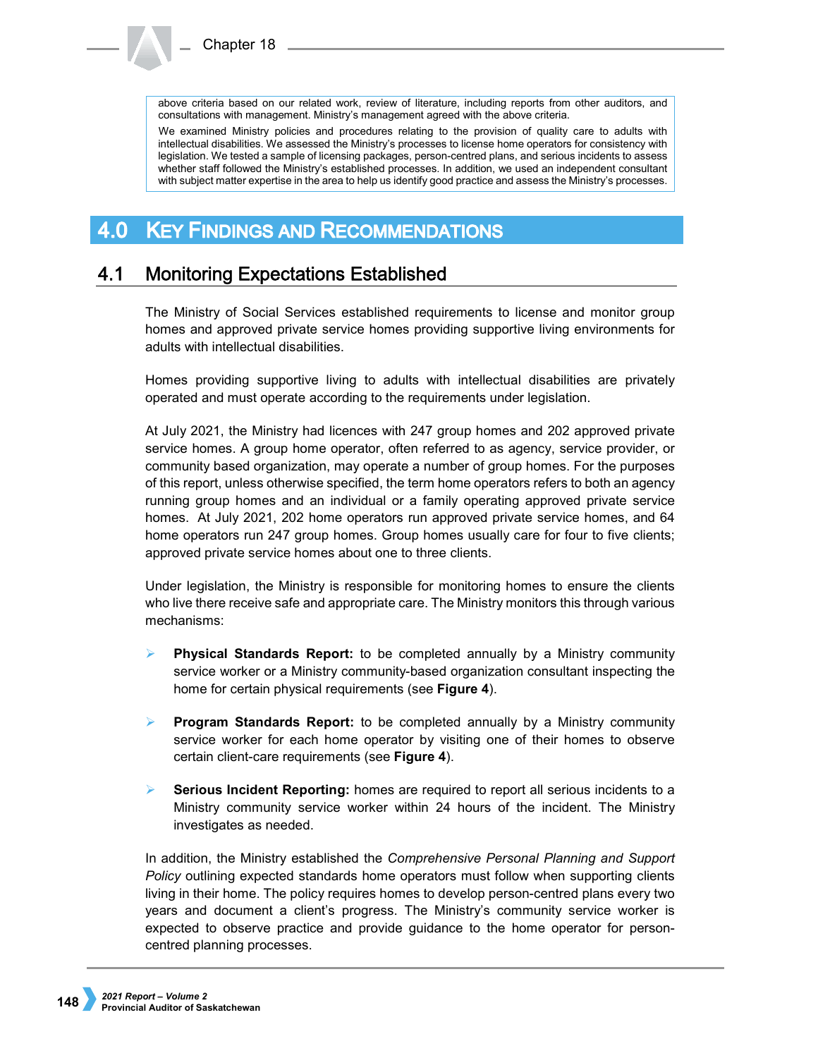above criteria based on our related work, review of literature, including reports from other auditors, and consultations with management. Ministry's management agreed with the above criteria.

We examined Ministry policies and procedures relating to the provision of quality care to adults with intellectual disabilities. We assessed the Ministry's processes to license home operators for consistency with legislation. We tested a sample of licensing packages, person-centred plans, and serious incidents to assess whether staff followed the Ministry's established processes. In addition, we used an independent consultant with subject matter expertise in the area to help us identify good practice and assess the Ministry's processes.

# 4.0 Key Findings and Recommendations

## 4.1 Monitoring Expectations Established

The Ministry of Social Services established requirements to license and monitor group homes and approved private service homes providing supportive living environments for adults with intellectual disabilities.

Homes providing supportive living to adults with intellectual disabilities are privately operated and must operate according to the requirements under legislation.

At July 2021, the Ministry had licences with 247 group homes and 202 approved private service homes. A group home operator, often referred to as agency, service provider, or community based organization, may operate a number of group homes. For the purposes of this report, unless otherwise specified, the term home operators refers to both an agency running group homes and an individual or a family operating approved private service homes. At July 2021, 202 home operators run approved private service homes, and 64 home operators run 247 group homes. Group homes usually care for four to five clients; approved private service homes about one to three clients.

Under legislation, the Ministry is responsible for monitoring homes to ensure the clients who live there receive safe and appropriate care. The Ministry monitors this through various mechanisms:

- **Physical Standards Report:** to be completed annually by a Ministry community service worker or a Ministry community-based organization consultant inspecting the home for certain physical requirements (see **Figure 4**).
- **Program Standards Report:** to be completed annually by a Ministry community service worker for each home operator by visiting one of their homes to observe certain client-care requirements (see **Figure 4**).
- **Serious Incident Reporting:** homes are required to report all serious incidents to a Ministry community service worker within 24 hours of the incident. The Ministry investigates as needed.

In addition, the Ministry established the *Comprehensive Personal Planning and Support Policy* outlining expected standards home operators must follow when supporting clients living in their home. The policy requires homes to develop person-centred plans every two years and document a client's progress. The Ministry's community service worker is expected to observe practice and provide guidance to the home operator for person-centred planning processes.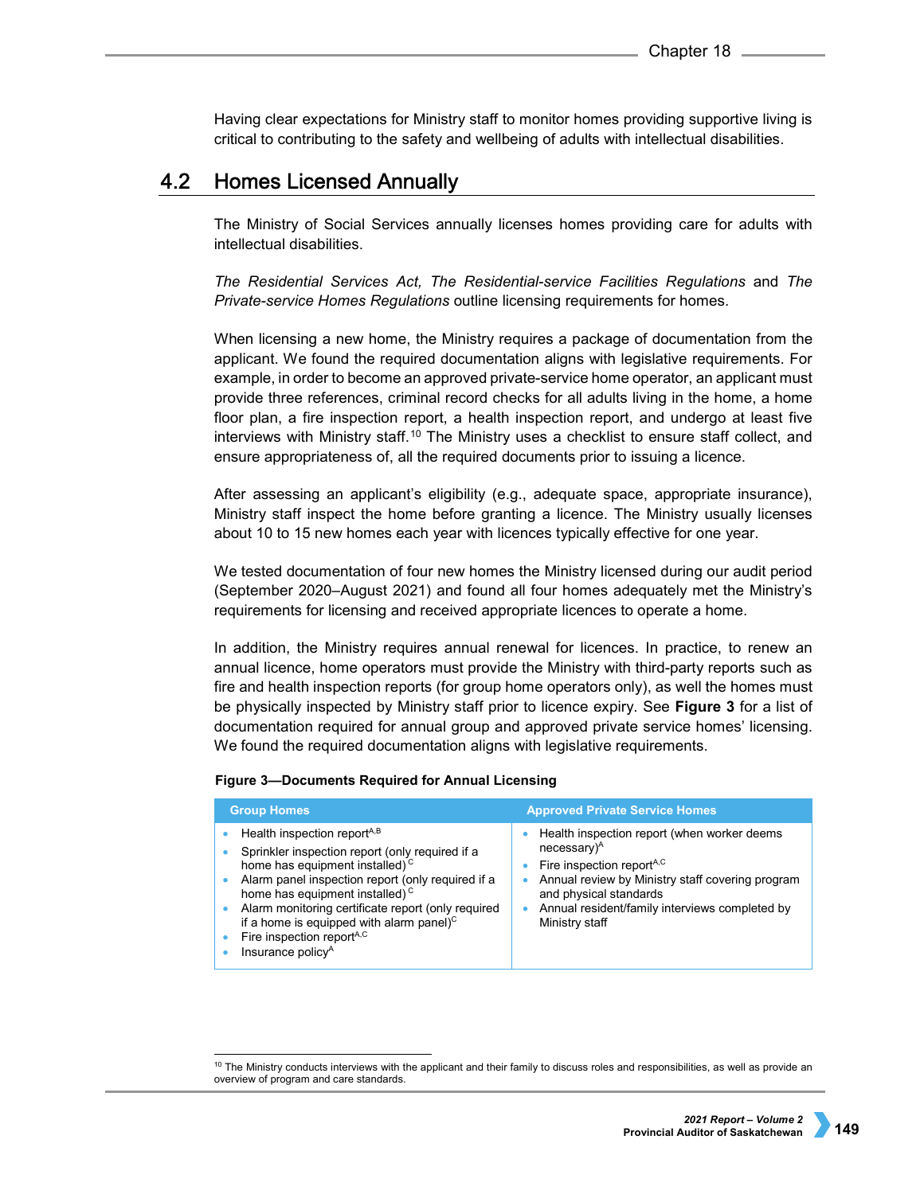Having clear expectations for Ministry staff to monitor homes providing supportive living is critical to contributing to the safety and wellbeing of adults with intellectual disabilities.

## 4.2 Homes Licensed Annually

The Ministry of Social Services annually licenses homes providing care for adults with intellectual disabilities.

*The Residential Services Act, The Residential-service Facilities Regulations* and *The Private-service Homes Regulations* outline licensing requirements for homes.

When licensing a new home, the Ministry requires a package of documentation from the applicant. We found the required documentation aligns with legislative requirements. For example, in order to become an approved private-service home operator, an applicant must provide three references, criminal record checks for all adults living in the home, a home floor plan, a fire inspection report, a health inspection report, and undergo at least five interviews with Ministry staff.[10] The Ministry uses a checklist to ensure staff collect, and ensure appropriateness of, all the required documents prior to issuing a licence.

After assessing an applicant's eligibility (e.g., adequate space, appropriate insurance), Ministry staff inspect the home before granting a licence. The Ministry usually licenses about 10 to 15 new homes each year with licences typically effective for one year.

We tested documentation of four new homes the Ministry licensed during our audit period (September 2020–August 2021) and found all four homes adequately met the Ministry's requirements for licensing and received appropriate licences to operate a home.

In addition, the Ministry requires annual renewal for licences. In practice, to renew an annual licence, home operators must provide the Ministry with third-party reports such as fire and health inspection reports (for group home operators only), as well the homes must be physically inspected by Ministry staff prior to licence expiry. See **Figure 3** for a list of documentation required for annual group and approved private service homes' licensing. We found the required documentation aligns with legislative requirements.

**Figure 3—Documents Required for Annual Licensing**

| Group Homes | Approved Private Service Homes |
|---|---|
| • Health inspection report[A,B]<br>• Sprinkler inspection report (only required if a home has equipment installed)[C]<br>• Alarm panel inspection report (only required if a home has equipment installed)[C]<br>• Alarm monitoring certificate report (only required if a home is equipped with alarm panel)[C]<br>• Fire inspection report[A,C]<br>• Insurance policy[A] | • Health inspection report (when worker deems necessary)[A]<br>• Fire inspection report[A,C]<br>• Annual review by Ministry staff covering program and physical standards<br>• Annual resident/family interviews completed by Ministry staff |

[10] The Ministry conducts interviews with the applicant and their family to discuss roles and responsibilities, as well as provide an overview of program and care standards.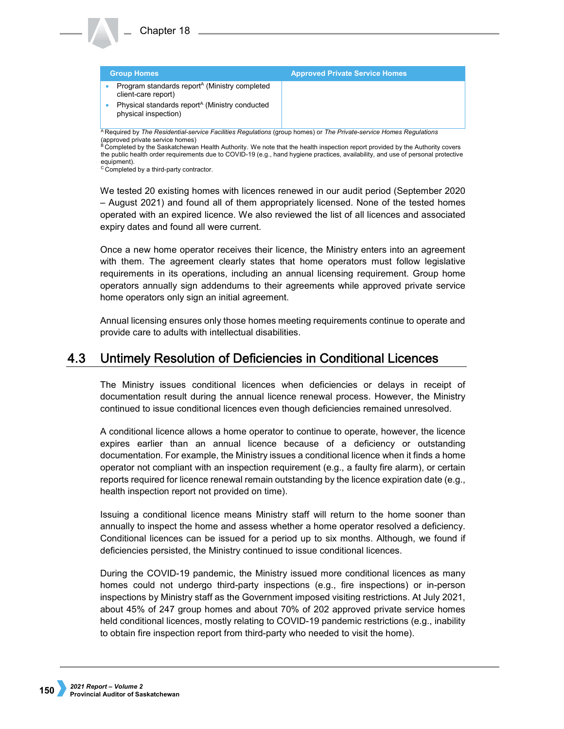| Group Homes | Approved Private Service Homes |
|---|---|
| • Program standards report[A] (Ministry completed client-care report)<br>• Physical standards report[A] (Ministry conducted physical inspection) | |

[A] Required by *The Residential-service Facilities Regulations* (group homes) or *The Private-service Homes Regulations* (approved private service homes)
[B] Completed by the Saskatchewan Health Authority. We note that the health inspection report provided by the Authority covers the public health order requirements due to COVID-19 (e.g., hand hygiene practices, availability, and use of personal protective equipment).
[C] Completed by a third-party contractor.

We tested 20 existing homes with licences renewed in our audit period (September 2020 – August 2021) and found all of them appropriately licensed. None of the tested homes operated with an expired licence. We also reviewed the list of all licences and associated expiry dates and found all were current.

Once a new home operator receives their licence, the Ministry enters into an agreement with them. The agreement clearly states that home operators must follow legislative requirements in its operations, including an annual licensing requirement. Group home operators annually sign addendums to their agreements while approved private service home operators only sign an initial agreement.

Annual licensing ensures only those homes meeting requirements continue to operate and provide care to adults with intellectual disabilities.

## 4.3 Untimely Resolution of Deficiencies in Conditional Licences

The Ministry issues conditional licences when deficiencies or delays in receipt of documentation result during the annual licence renewal process. However, the Ministry continued to issue conditional licences even though deficiencies remained unresolved.

A conditional licence allows a home operator to continue to operate, however, the licence expires earlier than an annual licence because of a deficiency or outstanding documentation. For example, the Ministry issues a conditional licence when it finds a home operator not compliant with an inspection requirement (e.g., a faulty fire alarm), or certain reports required for licence renewal remain outstanding by the licence expiration date (e.g., health inspection report not provided on time).

Issuing a conditional licence means Ministry staff will return to the home sooner than annually to inspect the home and assess whether a home operator resolved a deficiency. Conditional licences can be issued for a period up to six months. Although, we found if deficiencies persisted, the Ministry continued to issue conditional licences.

During the COVID-19 pandemic, the Ministry issued more conditional licences as many homes could not undergo third-party inspections (e.g., fire inspections) or in-person inspections by Ministry staff as the Government imposed visiting restrictions. At July 2021, about 45% of 247 group homes and about 70% of 202 approved private service homes held conditional licences, mostly relating to COVID-19 pandemic restrictions (e.g., inability to obtain fire inspection report from third-party who needed to visit the home).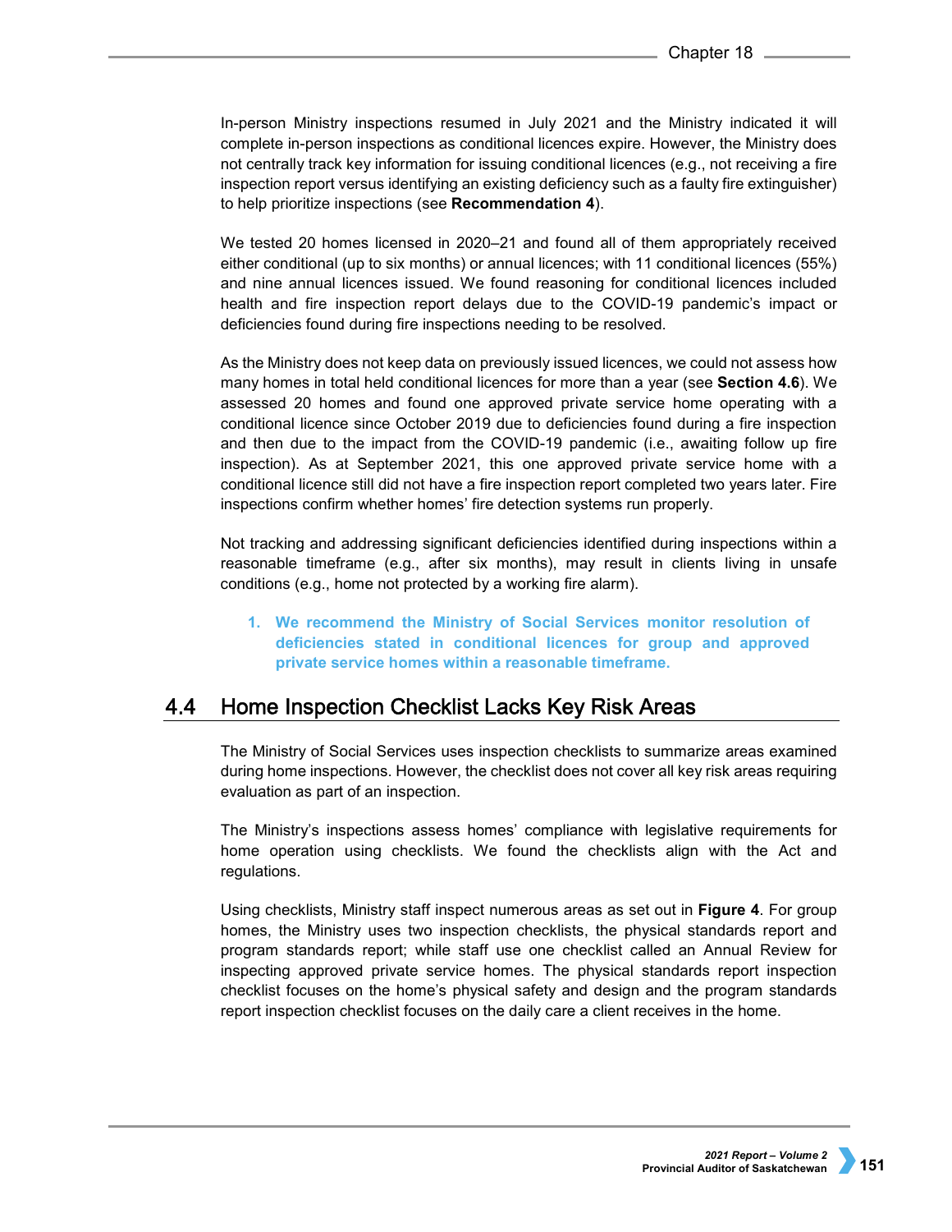In-person Ministry inspections resumed in July 2021 and the Ministry indicated it will complete in-person inspections as conditional licences expire. However, the Ministry does not centrally track key information for issuing conditional licences (e.g., not receiving a fire inspection report versus identifying an existing deficiency such as a faulty fire extinguisher) to help prioritize inspections (see **Recommendation 4**).

We tested 20 homes licensed in 2020–21 and found all of them appropriately received either conditional (up to six months) or annual licences; with 11 conditional licences (55%) and nine annual licences issued. We found reasoning for conditional licences included health and fire inspection report delays due to the COVID-19 pandemic's impact or deficiencies found during fire inspections needing to be resolved.

As the Ministry does not keep data on previously issued licences, we could not assess how many homes in total held conditional licences for more than a year (see **Section 4.6**). We assessed 20 homes and found one approved private service home operating with a conditional licence since October 2019 due to deficiencies found during a fire inspection and then due to the impact from the COVID-19 pandemic (i.e., awaiting follow up fire inspection). As at September 2021, this one approved private service home with a conditional licence still did not have a fire inspection report completed two years later. Fire inspections confirm whether homes' fire detection systems run properly.

Not tracking and addressing significant deficiencies identified during inspections within a reasonable timeframe (e.g., after six months), may result in clients living in unsafe conditions (e.g., home not protected by a working fire alarm).

1. **We recommend the Ministry of Social Services monitor resolution of deficiencies stated in conditional licences for group and approved private service homes within a reasonable timeframe.**

## 4.4 Home Inspection Checklist Lacks Key Risk Areas

The Ministry of Social Services uses inspection checklists to summarize areas examined during home inspections. However, the checklist does not cover all key risk areas requiring evaluation as part of an inspection.

The Ministry's inspections assess homes' compliance with legislative requirements for home operation using checklists. We found the checklists align with the Act and regulations.

Using checklists, Ministry staff inspect numerous areas as set out in **Figure 4**. For group homes, the Ministry uses two inspection checklists, the physical standards report and program standards report; while staff use one checklist called an Annual Review for inspecting approved private service homes. The physical standards report inspection checklist focuses on the home's physical safety and design and the program standards report inspection checklist focuses on the daily care a client receives in the home.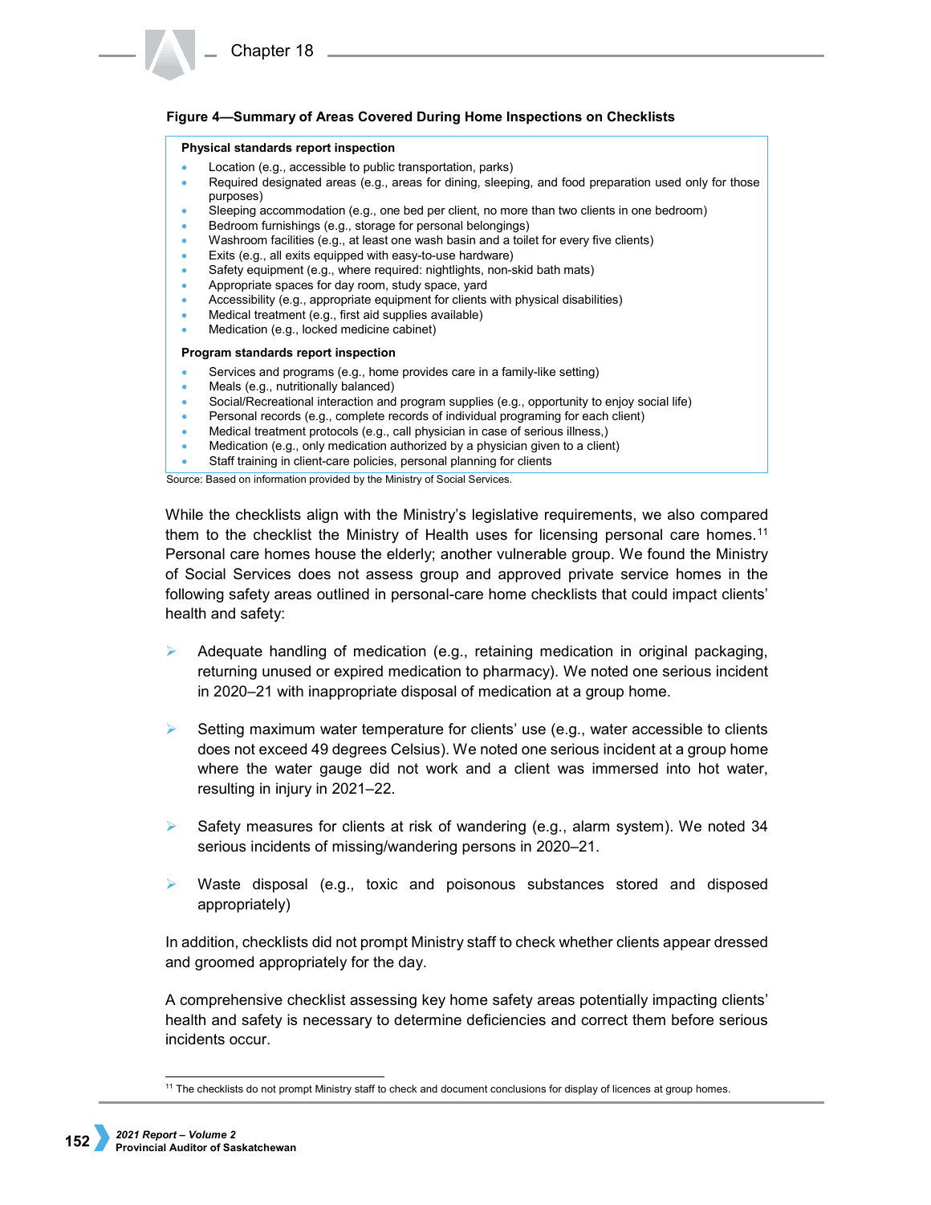**Figure 4—Summary of Areas Covered During Home Inspections on Checklists**

**Physical standards report inspection**

- Location (e.g., accessible to public transportation, parks)
- Required designated areas (e.g., areas for dining, sleeping, and food preparation used only for those purposes)
- Sleeping accommodation (e.g., one bed per client, no more than two clients in one bedroom)
- Bedroom furnishings (e.g., storage for personal belongings)
- Washroom facilities (e.g., at least one wash basin and a toilet for every five clients)
- Exits (e.g., all exits equipped with easy-to-use hardware)
- Safety equipment (e.g., where required: nightlights, non-skid bath mats)
- Appropriate spaces for day room, study space, yard
- Accessibility (e.g., appropriate equipment for clients with physical disabilities)
- Medical treatment (e.g., first aid supplies available)
- Medication (e.g., locked medicine cabinet)

**Program standards report inspection**

- Services and programs (e.g., home provides care in a family-like setting)
- Meals (e.g., nutritionally balanced)
- Social/Recreational interaction and program supplies (e.g., opportunity to enjoy social life)
- Personal records (e.g., complete records of individual programing for each client)
- Medical treatment protocols (e.g., call physician in case of serious illness,)
- Medication (e.g., only medication authorized by a physician given to a client)
- Staff training in client-care policies, personal planning for clients

Source: Based on information provided by the Ministry of Social Services.

While the checklists align with the Ministry's legislative requirements, we also compared them to the checklist the Ministry of Health uses for licensing personal care homes.[11] Personal care homes house the elderly; another vulnerable group. We found the Ministry of Social Services does not assess group and approved private service homes in the following safety areas outlined in personal-care home checklists that could impact clients' health and safety:

- Adequate handling of medication (e.g., retaining medication in original packaging, returning unused or expired medication to pharmacy). We noted one serious incident in 2020–21 with inappropriate disposal of medication at a group home.

- Setting maximum water temperature for clients' use (e.g., water accessible to clients does not exceed 49 degrees Celsius). We noted one serious incident at a group home where the water gauge did not work and a client was immersed into hot water, resulting in injury in 2021–22.

- Safety measures for clients at risk of wandering (e.g., alarm system). We noted 34 serious incidents of missing/wandering persons in 2020–21.

- Waste disposal (e.g., toxic and poisonous substances stored and disposed appropriately)

In addition, checklists did not prompt Ministry staff to check whether clients appear dressed and groomed appropriately for the day.

A comprehensive checklist assessing key home safety areas potentially impacting clients' health and safety is necessary to determine deficiencies and correct them before serious incidents occur.

[11] The checklists do not prompt Ministry staff to check and document conclusions for display of licences at group homes.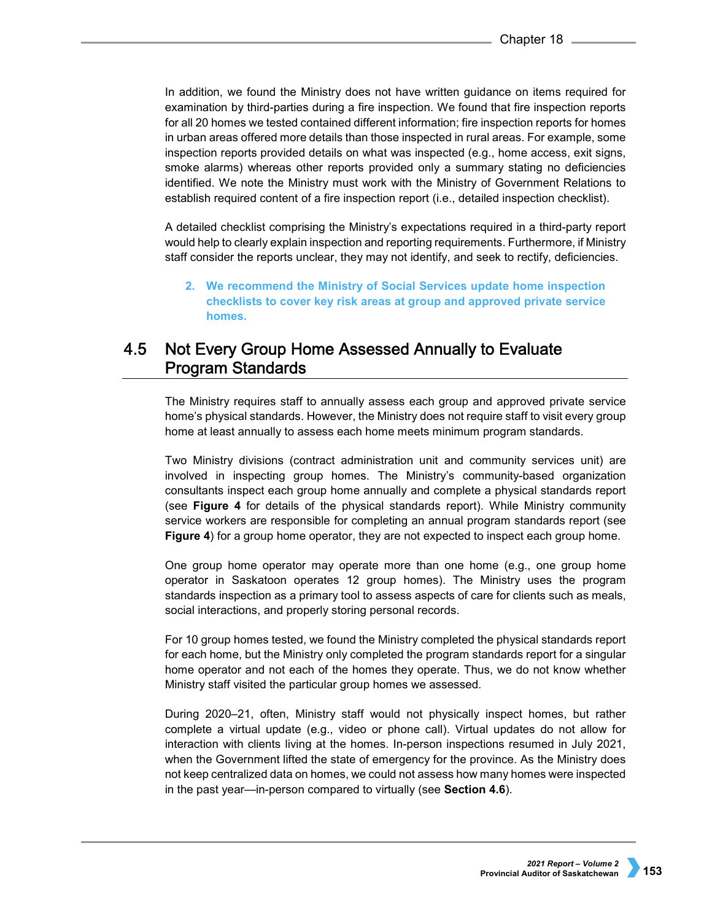In addition, we found the Ministry does not have written guidance on items required for examination by third-parties during a fire inspection. We found that fire inspection reports for all 20 homes we tested contained different information; fire inspection reports for homes in urban areas offered more details than those inspected in rural areas. For example, some inspection reports provided details on what was inspected (e.g., home access, exit signs, smoke alarms) whereas other reports provided only a summary stating no deficiencies identified. We note the Ministry must work with the Ministry of Government Relations to establish required content of a fire inspection report (i.e., detailed inspection checklist).

A detailed checklist comprising the Ministry's expectations required in a third-party report would help to clearly explain inspection and reporting requirements. Furthermore, if Ministry staff consider the reports unclear, they may not identify, and seek to rectify, deficiencies.

> **2. We recommend the Ministry of Social Services update home inspection checklists to cover key risk areas at group and approved private service homes.**

## 4.5 Not Every Group Home Assessed Annually to Evaluate Program Standards

The Ministry requires staff to annually assess each group and approved private service home's physical standards. However, the Ministry does not require staff to visit every group home at least annually to assess each home meets minimum program standards.

Two Ministry divisions (contract administration unit and community services unit) are involved in inspecting group homes. The Ministry's community-based organization consultants inspect each group home annually and complete a physical standards report (see **Figure 4** for details of the physical standards report). While Ministry community service workers are responsible for completing an annual program standards report (see **Figure 4**) for a group home operator, they are not expected to inspect each group home.

One group home operator may operate more than one home (e.g., one group home operator in Saskatoon operates 12 group homes). The Ministry uses the program standards inspection as a primary tool to assess aspects of care for clients such as meals, social interactions, and properly storing personal records.

For 10 group homes tested, we found the Ministry completed the physical standards report for each home, but the Ministry only completed the program standards report for a singular home operator and not each of the homes they operate. Thus, we do not know whether Ministry staff visited the particular group homes we assessed.

During 2020–21, often, Ministry staff would not physically inspect homes, but rather complete a virtual update (e.g., video or phone call). Virtual updates do not allow for interaction with clients living at the homes. In-person inspections resumed in July 2021, when the Government lifted the state of emergency for the province. As the Ministry does not keep centralized data on homes, we could not assess how many homes were inspected in the past year—in-person compared to virtually (see **Section 4.6**).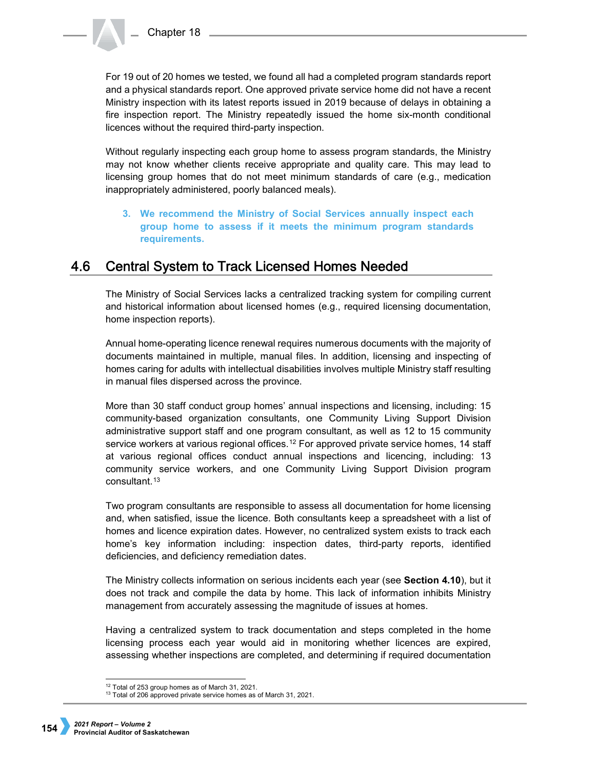For 19 out of 20 homes we tested, we found all had a completed program standards report and a physical standards report. One approved private service home did not have a recent Ministry inspection with its latest reports issued in 2019 because of delays in obtaining a fire inspection report. The Ministry repeatedly issued the home six-month conditional licences without the required third-party inspection.

Without regularly inspecting each group home to assess program standards, the Ministry may not know whether clients receive appropriate and quality care. This may lead to licensing group homes that do not meet minimum standards of care (e.g., medication inappropriately administered, poorly balanced meals).

> **3. We recommend the Ministry of Social Services annually inspect each group home to assess if it meets the minimum program standards requirements.**

## 4.6 Central System to Track Licensed Homes Needed

The Ministry of Social Services lacks a centralized tracking system for compiling current and historical information about licensed homes (e.g., required licensing documentation, home inspection reports).

Annual home-operating licence renewal requires numerous documents with the majority of documents maintained in multiple, manual files. In addition, licensing and inspecting of homes caring for adults with intellectual disabilities involves multiple Ministry staff resulting in manual files dispersed across the province.

More than 30 staff conduct group homes' annual inspections and licensing, including: 15 community-based organization consultants, one Community Living Support Division administrative support staff and one program consultant, as well as 12 to 15 community service workers at various regional offices.[12] For approved private service homes, 14 staff at various regional offices conduct annual inspections and licencing, including: 13 community service workers, and one Community Living Support Division program consultant.[13]

Two program consultants are responsible to assess all documentation for home licensing and, when satisfied, issue the licence. Both consultants keep a spreadsheet with a list of homes and licence expiration dates. However, no centralized system exists to track each home's key information including: inspection dates, third-party reports, identified deficiencies, and deficiency remediation dates.

The Ministry collects information on serious incidents each year (see **Section 4.10**), but it does not track and compile the data by home. This lack of information inhibits Ministry management from accurately assessing the magnitude of issues at homes.

Having a centralized system to track documentation and steps completed in the home licensing process each year would aid in monitoring whether licences are expired, assessing whether inspections are completed, and determining if required documentation

[12] Total of 253 group homes as of March 31, 2021.
[13] Total of 206 approved private service homes as of March 31, 2021.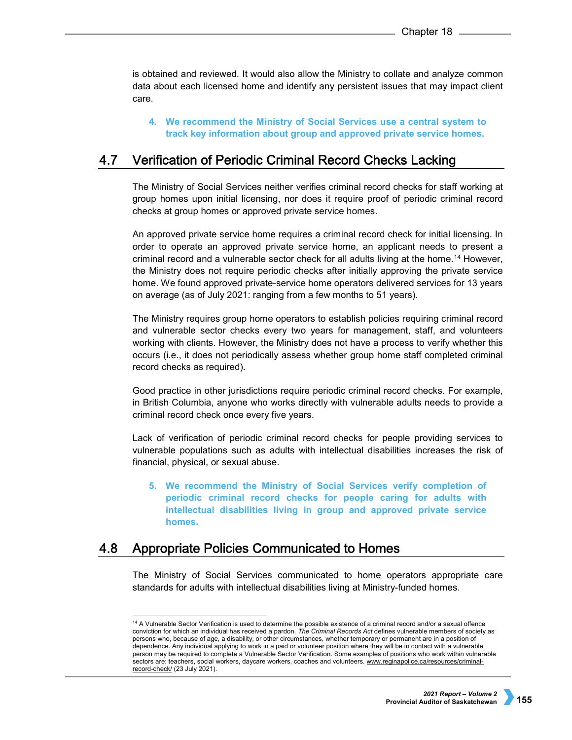is obtained and reviewed. It would also allow the Ministry to collate and analyze common data about each licensed home and identify any persistent issues that may impact client care.

> **4. We recommend the Ministry of Social Services use a central system to track key information about group and approved private service homes.**

## 4.7 Verification of Periodic Criminal Record Checks Lacking

The Ministry of Social Services neither verifies criminal record checks for staff working at group homes upon initial licensing, nor does it require proof of periodic criminal record checks at group homes or approved private service homes.

An approved private service home requires a criminal record check for initial licensing. In order to operate an approved private service home, an applicant needs to present a criminal record and a vulnerable sector check for all adults living at the home.[14] However, the Ministry does not require periodic checks after initially approving the private service home. We found approved private-service home operators delivered services for 13 years on average (as of July 2021: ranging from a few months to 51 years).

The Ministry requires group home operators to establish policies requiring criminal record and vulnerable sector checks every two years for management, staff, and volunteers working with clients. However, the Ministry does not have a process to verify whether this occurs (i.e., it does not periodically assess whether group home staff completed criminal record checks as required).

Good practice in other jurisdictions require periodic criminal record checks. For example, in British Columbia, anyone who works directly with vulnerable adults needs to provide a criminal record check once every five years.

Lack of verification of periodic criminal record checks for people providing services to vulnerable populations such as adults with intellectual disabilities increases the risk of financial, physical, or sexual abuse.

> **5. We recommend the Ministry of Social Services verify completion of periodic criminal record checks for people caring for adults with intellectual disabilities living in group and approved private service homes.**

## 4.8 Appropriate Policies Communicated to Homes

The Ministry of Social Services communicated to home operators appropriate care standards for adults with intellectual disabilities living at Ministry-funded homes.

---

[14] A Vulnerable Sector Verification is used to determine the possible existence of a criminal record and/or a sexual offence conviction for which an individual has received a pardon. *The Criminal Records Act* defines vulnerable members of society as persons who, because of age, a disability, or other circumstances, whether temporary or permanent are in a position of dependence. Any individual applying to work in a paid or volunteer position where they will be in contact with a vulnerable person may be required to complete a Vulnerable Sector Verification. Some examples of positions who work within vulnerable sectors are: teachers, social workers, daycare workers, coaches and volunteers. www.reginapolice.ca/resources/criminal-record-check/ (23 July 2021).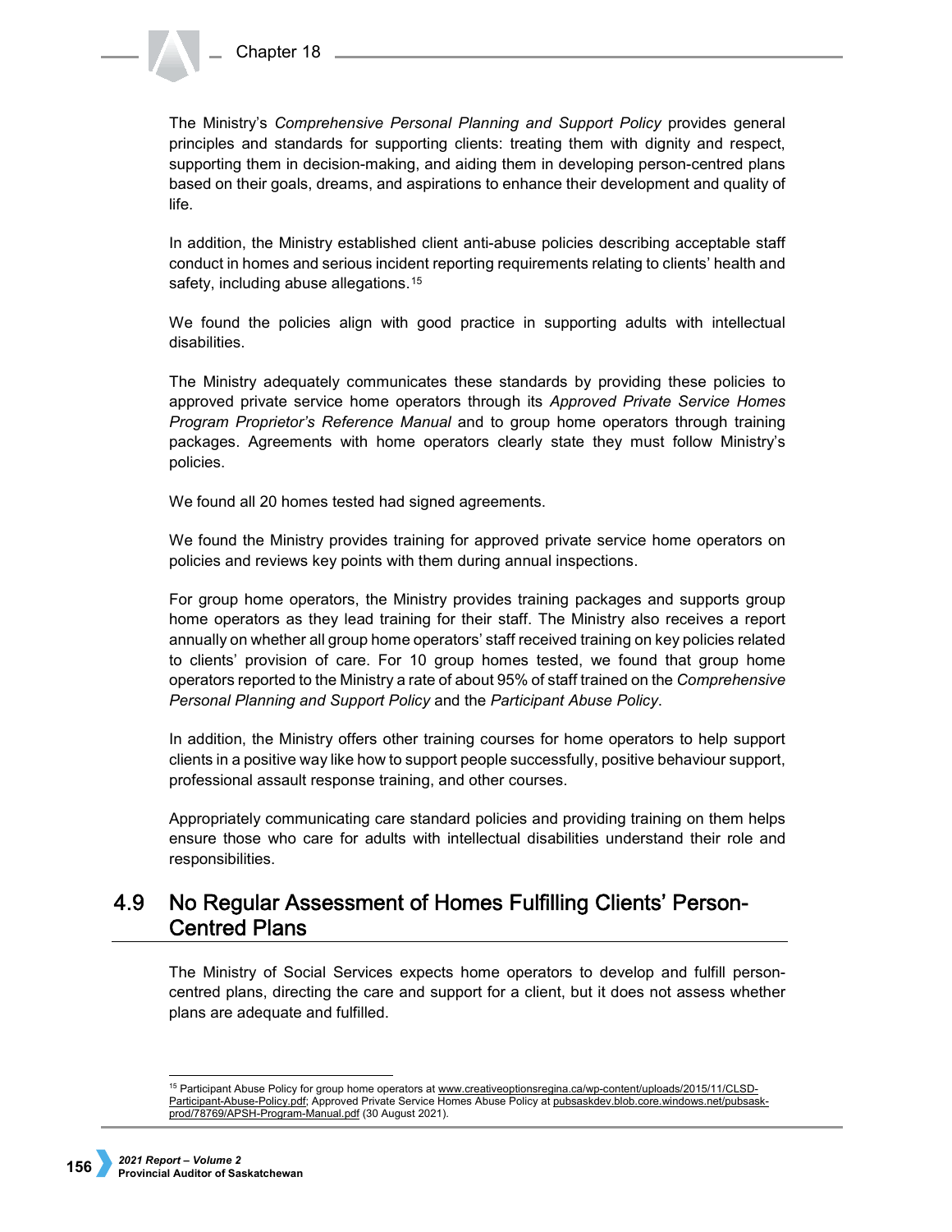The Ministry's *Comprehensive Personal Planning and Support Policy* provides general principles and standards for supporting clients: treating them with dignity and respect, supporting them in decision-making, and aiding them in developing person-centred plans based on their goals, dreams, and aspirations to enhance their development and quality of life.

In addition, the Ministry established client anti-abuse policies describing acceptable staff conduct in homes and serious incident reporting requirements relating to clients' health and safety, including abuse allegations.[15]

We found the policies align with good practice in supporting adults with intellectual disabilities.

The Ministry adequately communicates these standards by providing these policies to approved private service home operators through its *Approved Private Service Homes Program Proprietor's Reference Manual* and to group home operators through training packages. Agreements with home operators clearly state they must follow Ministry's policies.

We found all 20 homes tested had signed agreements.

We found the Ministry provides training for approved private service home operators on policies and reviews key points with them during annual inspections.

For group home operators, the Ministry provides training packages and supports group home operators as they lead training for their staff. The Ministry also receives a report annually on whether all group home operators' staff received training on key policies related to clients' provision of care. For 10 group homes tested, we found that group home operators reported to the Ministry a rate of about 95% of staff trained on the *Comprehensive Personal Planning and Support Policy* and the *Participant Abuse Policy*.

In addition, the Ministry offers other training courses for home operators to help support clients in a positive way like how to support people successfully, positive behaviour support, professional assault response training, and other courses.

Appropriately communicating care standard policies and providing training on them helps ensure those who care for adults with intellectual disabilities understand their role and responsibilities.

## 4.9 No Regular Assessment of Homes Fulfilling Clients' Person-Centred Plans

The Ministry of Social Services expects home operators to develop and fulfill person-centred plans, directing the care and support for a client, but it does not assess whether plans are adequate and fulfilled.

---

[15] Participant Abuse Policy for group home operators at www.creativeoptionsregina.ca/wp-content/uploads/2015/11/CLSD-Participant-Abuse-Policy.pdf; Approved Private Service Homes Abuse Policy at pubsaskdev.blob.core.windows.net/pubsask-prod/78769/APSH-Program-Manual.pdf (30 August 2021).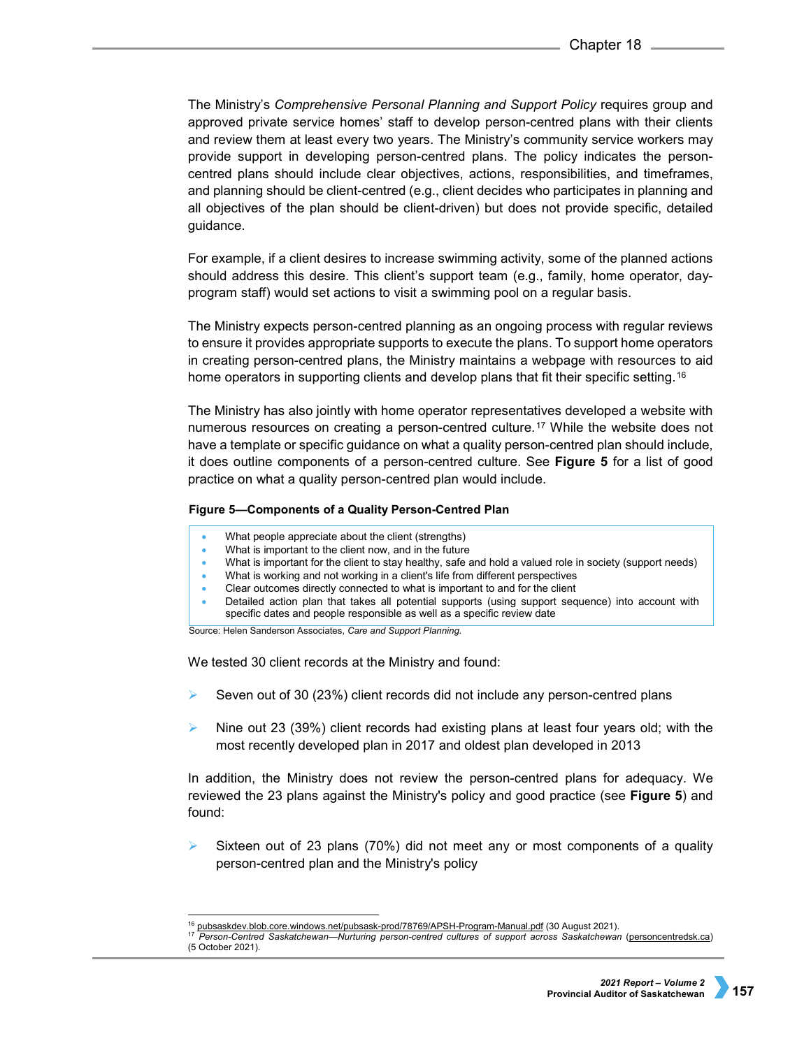The Ministry's *Comprehensive Personal Planning and Support Policy* requires group and approved private service homes' staff to develop person-centred plans with their clients and review them at least every two years. The Ministry's community service workers may provide support in developing person-centred plans. The policy indicates the person-centred plans should include clear objectives, actions, responsibilities, and timeframes, and planning should be client-centred (e.g., client decides who participates in planning and all objectives of the plan should be client-driven) but does not provide specific, detailed guidance.

For example, if a client desires to increase swimming activity, some of the planned actions should address this desire. This client's support team (e.g., family, home operator, day-program staff) would set actions to visit a swimming pool on a regular basis.

The Ministry expects person-centred planning as an ongoing process with regular reviews to ensure it provides appropriate supports to execute the plans. To support home operators in creating person-centred plans, the Ministry maintains a webpage with resources to aid home operators in supporting clients and develop plans that fit their specific setting.[16]

The Ministry has also jointly with home operator representatives developed a website with numerous resources on creating a person-centred culture.[17] While the website does not have a template or specific guidance on what a quality person-centred plan should include, it does outline components of a person-centred culture. See **Figure 5** for a list of good practice on what a quality person-centred plan would include.

**Figure 5—Components of a Quality Person-Centred Plan**

- What people appreciate about the client (strengths)
- What is important to the client now, and in the future
- What is important for the client to stay healthy, safe and hold a valued role in society (support needs)
- What is working and not working in a client's life from different perspectives
- Clear outcomes directly connected to what is important to and for the client
- Detailed action plan that takes all potential supports (using support sequence) into account with specific dates and people responsible as well as a specific review date

Source: Helen Sanderson Associates, *Care and Support Planning.*

We tested 30 client records at the Ministry and found:

- Seven out of 30 (23%) client records did not include any person-centred plans
- Nine out 23 (39%) client records had existing plans at least four years old; with the most recently developed plan in 2017 and oldest plan developed in 2013

In addition, the Ministry does not review the person-centred plans for adequacy. We reviewed the 23 plans against the Ministry's policy and good practice (see **Figure 5**) and found:

- Sixteen out of 23 plans (70%) did not meet any or most components of a quality person-centred plan and the Ministry's policy

[16] pubsaskdev.blob.core.windows.net/pubsask-prod/78769/APSH-Program-Manual.pdf (30 August 2021).
[17] *Person-Centred Saskatchewan—Nurturing person-centred cultures of support across Saskatchewan* (personcentredsk.ca) (5 October 2021).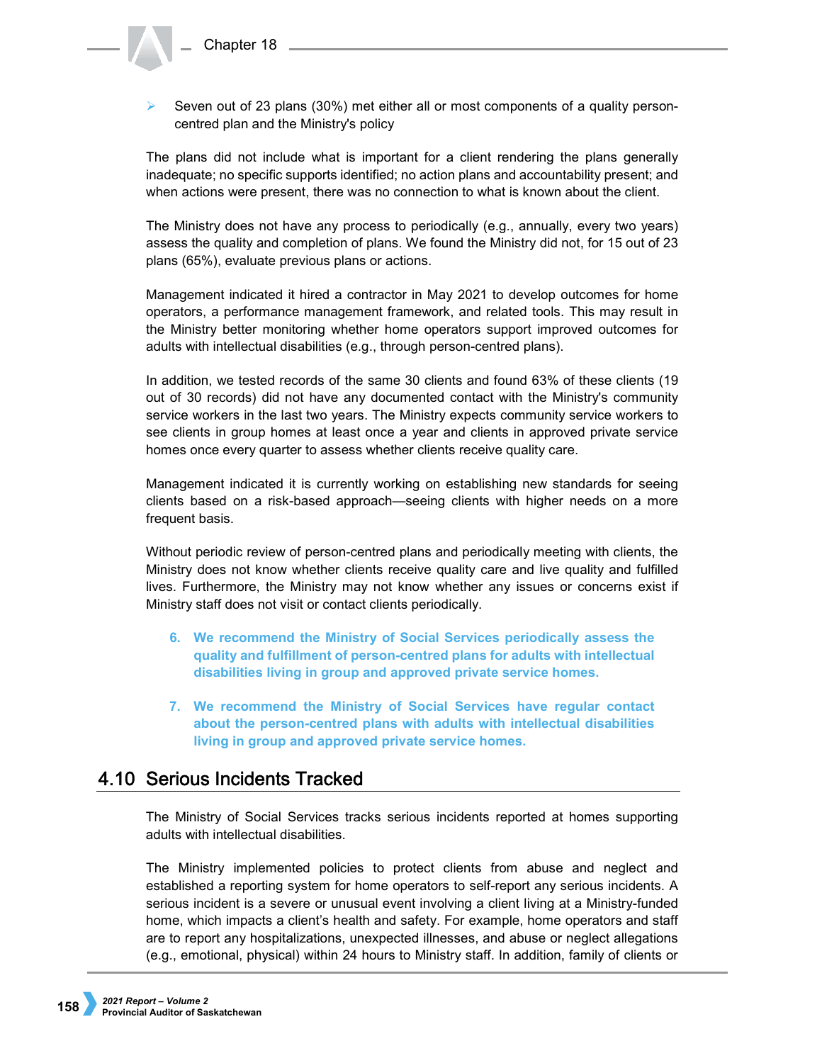- Seven out of 23 plans (30%) met either all or most components of a quality person-centred plan and the Ministry's policy

The plans did not include what is important for a client rendering the plans generally inadequate; no specific supports identified; no action plans and accountability present; and when actions were present, there was no connection to what is known about the client.

The Ministry does not have any process to periodically (e.g., annually, every two years) assess the quality and completion of plans. We found the Ministry did not, for 15 out of 23 plans (65%), evaluate previous plans or actions.

Management indicated it hired a contractor in May 2021 to develop outcomes for home operators, a performance management framework, and related tools. This may result in the Ministry better monitoring whether home operators support improved outcomes for adults with intellectual disabilities (e.g., through person-centred plans).

In addition, we tested records of the same 30 clients and found 63% of these clients (19 out of 30 records) did not have any documented contact with the Ministry's community service workers in the last two years. The Ministry expects community service workers to see clients in group homes at least once a year and clients in approved private service homes once every quarter to assess whether clients receive quality care.

Management indicated it is currently working on establishing new standards for seeing clients based on a risk-based approach—seeing clients with higher needs on a more frequent basis.

Without periodic review of person-centred plans and periodically meeting with clients, the Ministry does not know whether clients receive quality care and live quality and fulfilled lives. Furthermore, the Ministry may not know whether any issues or concerns exist if Ministry staff does not visit or contact clients periodically.

6. **We recommend the Ministry of Social Services periodically assess the quality and fulfillment of person-centred plans for adults with intellectual disabilities living in group and approved private service homes.**

7. **We recommend the Ministry of Social Services have regular contact about the person-centred plans with adults with intellectual disabilities living in group and approved private service homes.**

## 4.10 Serious Incidents Tracked

The Ministry of Social Services tracks serious incidents reported at homes supporting adults with intellectual disabilities.

The Ministry implemented policies to protect clients from abuse and neglect and established a reporting system for home operators to self-report any serious incidents. A serious incident is a severe or unusual event involving a client living at a Ministry-funded home, which impacts a client's health and safety. For example, home operators and staff are to report any hospitalizations, unexpected illnesses, and abuse or neglect allegations (e.g., emotional, physical) within 24 hours to Ministry staff. In addition, family of clients or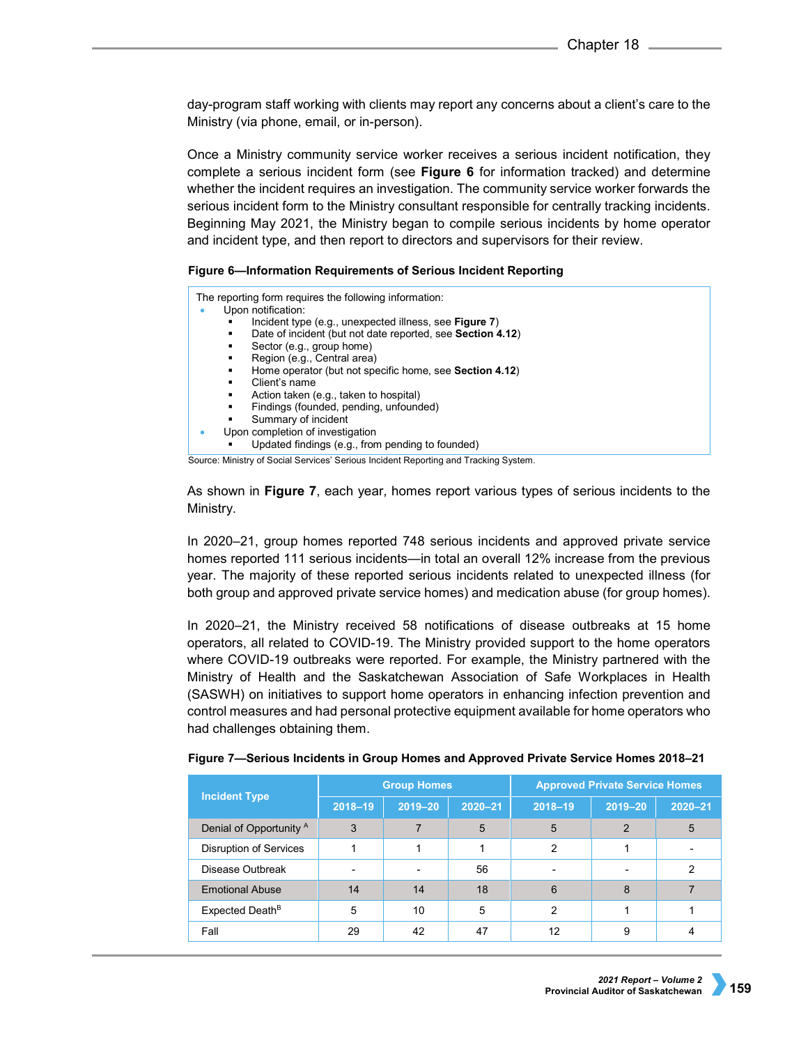day-program staff working with clients may report any concerns about a client's care to the Ministry (via phone, email, or in-person).

Once a Ministry community service worker receives a serious incident notification, they complete a serious incident form (see **Figure 6** for information tracked) and determine whether the incident requires an investigation. The community service worker forwards the serious incident form to the Ministry consultant responsible for centrally tracking incidents. Beginning May 2021, the Ministry began to compile serious incidents by home operator and incident type, and then report to directors and supervisors for their review.

**Figure 6—Information Requirements of Serious Incident Reporting**

The reporting form requires the following information:

- Upon notification:
  - Incident type (e.g., unexpected illness, see **Figure 7**)
  - Date of incident (but not date reported, see **Section 4.12**)
  - Sector (e.g., group home)
  - Region (e.g., Central area)
  - Home operator (but not specific home, see **Section 4.12**)
  - Client's name
  - Action taken (e.g., taken to hospital)
  - Findings (founded, pending, unfounded)
  - Summary of incident
- Upon completion of investigation
  - Updated findings (e.g., from pending to founded)

Source: Ministry of Social Services' Serious Incident Reporting and Tracking System.

As shown in **Figure 7**, each year, homes report various types of serious incidents to the Ministry.

In 2020–21, group homes reported 748 serious incidents and approved private service homes reported 111 serious incidents—in total an overall 12% increase from the previous year. The majority of these reported serious incidents related to unexpected illness (for both group and approved private service homes) and medication abuse (for group homes).

In 2020–21, the Ministry received 58 notifications of disease outbreaks at 15 home operators, all related to COVID-19. The Ministry provided support to the home operators where COVID-19 outbreaks were reported. For example, the Ministry partnered with the Ministry of Health and the Saskatchewan Association of Safe Workplaces in Health (SASWH) on initiatives to support home operators in enhancing infection prevention and control measures and had personal protective equipment available for home operators who had challenges obtaining them.

**Figure 7—Serious Incidents in Group Homes and Approved Private Service Homes 2018–21**

| Incident Type | Group Homes | | | Approved Private Service Homes | | |
|---|---|---|---|---|---|---|
| | 2018–19 | 2019–20 | 2020–21 | 2018–19 | 2019–20 | 2020–21 |
| Denial of Opportunity [A] | 3 | 7 | 5 | 5 | 2 | 5 |
| Disruption of Services | 1 | 1 | 1 | 2 | 1 | - |
| Disease Outbreak | - | - | 56 | - | - | 2 |
| Emotional Abuse | 14 | 14 | 18 | 6 | 8 | 7 |
| Expected Death [B] | 5 | 10 | 5 | 2 | 1 | 1 |
| Fall | 29 | 42 | 47 | 12 | 9 | 4 |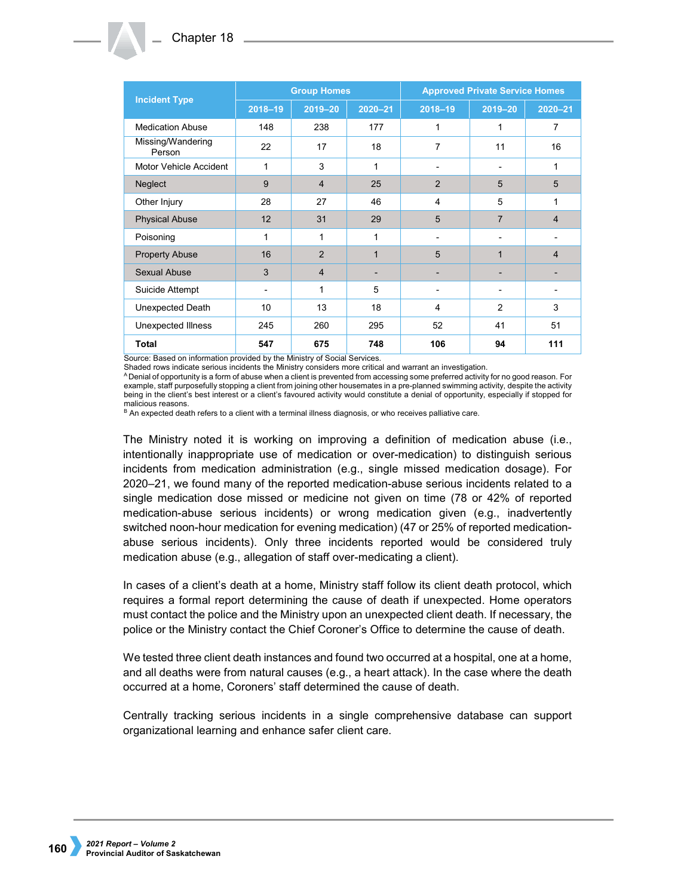| Incident Type | Group Homes | | | Approved Private Service Homes | | |
|---|---|---|---|---|---|---|
| | 2018–19 | 2019–20 | 2020–21 | 2018–19 | 2019–20 | 2020–21 |
| Medication Abuse | 148 | 238 | 177 | 1 | 1 | 7 |
| Missing/Wandering Person | 22 | 17 | 18 | 7 | 11 | 16 |
| Motor Vehicle Accident | 1 | 3 | 1 | - | - | 1 |
| Neglect | 9 | 4 | 25 | 2 | 5 | 5 |
| Other Injury | 28 | 27 | 46 | 4 | 5 | 1 |
| Physical Abuse | 12 | 31 | 29 | 5 | 7 | 4 |
| Poisoning | 1 | 1 | 1 | - | - | - |
| Property Abuse | 16 | 2 | 1 | 5 | 1 | 4 |
| Sexual Abuse | 3 | 4 | - | - | - | - |
| Suicide Attempt | - | 1 | 5 | - | - | - |
| Unexpected Death | 10 | 13 | 18 | 4 | 2 | 3 |
| Unexpected Illness | 245 | 260 | 295 | 52 | 41 | 51 |
| **Total** | **547** | **675** | **748** | **106** | **94** | **111** |

Source: Based on information provided by the Ministry of Social Services.
Shaded rows indicate serious incidents the Ministry considers more critical and warrant an investigation.
[A] Denial of opportunity is a form of abuse when a client is prevented from accessing some preferred activity for no good reason. For example, staff purposefully stopping a client from joining other housemates in a pre-planned swimming activity, despite the activity being in the client's best interest or a client's favoured activity would constitute a denial of opportunity, especially if stopped for malicious reasons.
[B] An expected death refers to a client with a terminal illness diagnosis, or who receives palliative care.

The Ministry noted it is working on improving a definition of medication abuse (i.e., intentionally inappropriate use of medication or over-medication) to distinguish serious incidents from medication administration (e.g., single missed medication dosage). For 2020–21, we found many of the reported medication-abuse serious incidents related to a single medication dose missed or medicine not given on time (78 or 42% of reported medication-abuse serious incidents) or wrong medication given (e.g., inadvertently switched noon-hour medication for evening medication) (47 or 25% of reported medication-abuse serious incidents). Only three incidents reported would be considered truly medication abuse (e.g., allegation of staff over-medicating a client).

In cases of a client's death at a home, Ministry staff follow its client death protocol, which requires a formal report determining the cause of death if unexpected. Home operators must contact the police and the Ministry upon an unexpected client death. If necessary, the police or the Ministry contact the Chief Coroner's Office to determine the cause of death.

We tested three client death instances and found two occurred at a hospital, one at a home, and all deaths were from natural causes (e.g., a heart attack). In the case where the death occurred at a home, Coroners' staff determined the cause of death.

Centrally tracking serious incidents in a single comprehensive database can support organizational learning and enhance safer client care.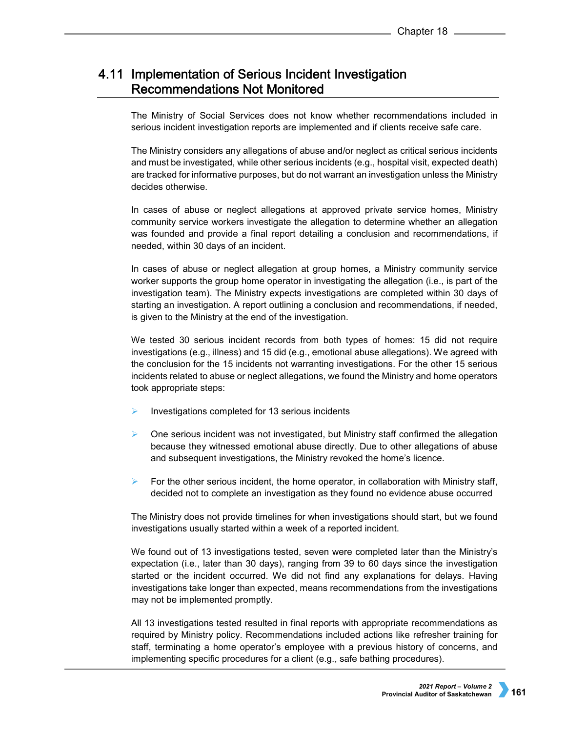## 4.11 Implementation of Serious Incident Investigation Recommendations Not Monitored

The Ministry of Social Services does not know whether recommendations included in serious incident investigation reports are implemented and if clients receive safe care.

The Ministry considers any allegations of abuse and/or neglect as critical serious incidents and must be investigated, while other serious incidents (e.g., hospital visit, expected death) are tracked for informative purposes, but do not warrant an investigation unless the Ministry decides otherwise.

In cases of abuse or neglect allegations at approved private service homes, Ministry community service workers investigate the allegation to determine whether an allegation was founded and provide a final report detailing a conclusion and recommendations, if needed, within 30 days of an incident.

In cases of abuse or neglect allegation at group homes, a Ministry community service worker supports the group home operator in investigating the allegation (i.e., is part of the investigation team). The Ministry expects investigations are completed within 30 days of starting an investigation. A report outlining a conclusion and recommendations, if needed, is given to the Ministry at the end of the investigation.

We tested 30 serious incident records from both types of homes: 15 did not require investigations (e.g., illness) and 15 did (e.g., emotional abuse allegations). We agreed with the conclusion for the 15 incidents not warranting investigations. For the other 15 serious incidents related to abuse or neglect allegations, we found the Ministry and home operators took appropriate steps:

- Investigations completed for 13 serious incidents
- One serious incident was not investigated, but Ministry staff confirmed the allegation because they witnessed emotional abuse directly. Due to other allegations of abuse and subsequent investigations, the Ministry revoked the home's licence.
- For the other serious incident, the home operator, in collaboration with Ministry staff, decided not to complete an investigation as they found no evidence abuse occurred

The Ministry does not provide timelines for when investigations should start, but we found investigations usually started within a week of a reported incident.

We found out of 13 investigations tested, seven were completed later than the Ministry's expectation (i.e., later than 30 days), ranging from 39 to 60 days since the investigation started or the incident occurred. We did not find any explanations for delays. Having investigations take longer than expected, means recommendations from the investigations may not be implemented promptly.

All 13 investigations tested resulted in final reports with appropriate recommendations as required by Ministry policy. Recommendations included actions like refresher training for staff, terminating a home operator's employee with a previous history of concerns, and implementing specific procedures for a client (e.g., safe bathing procedures).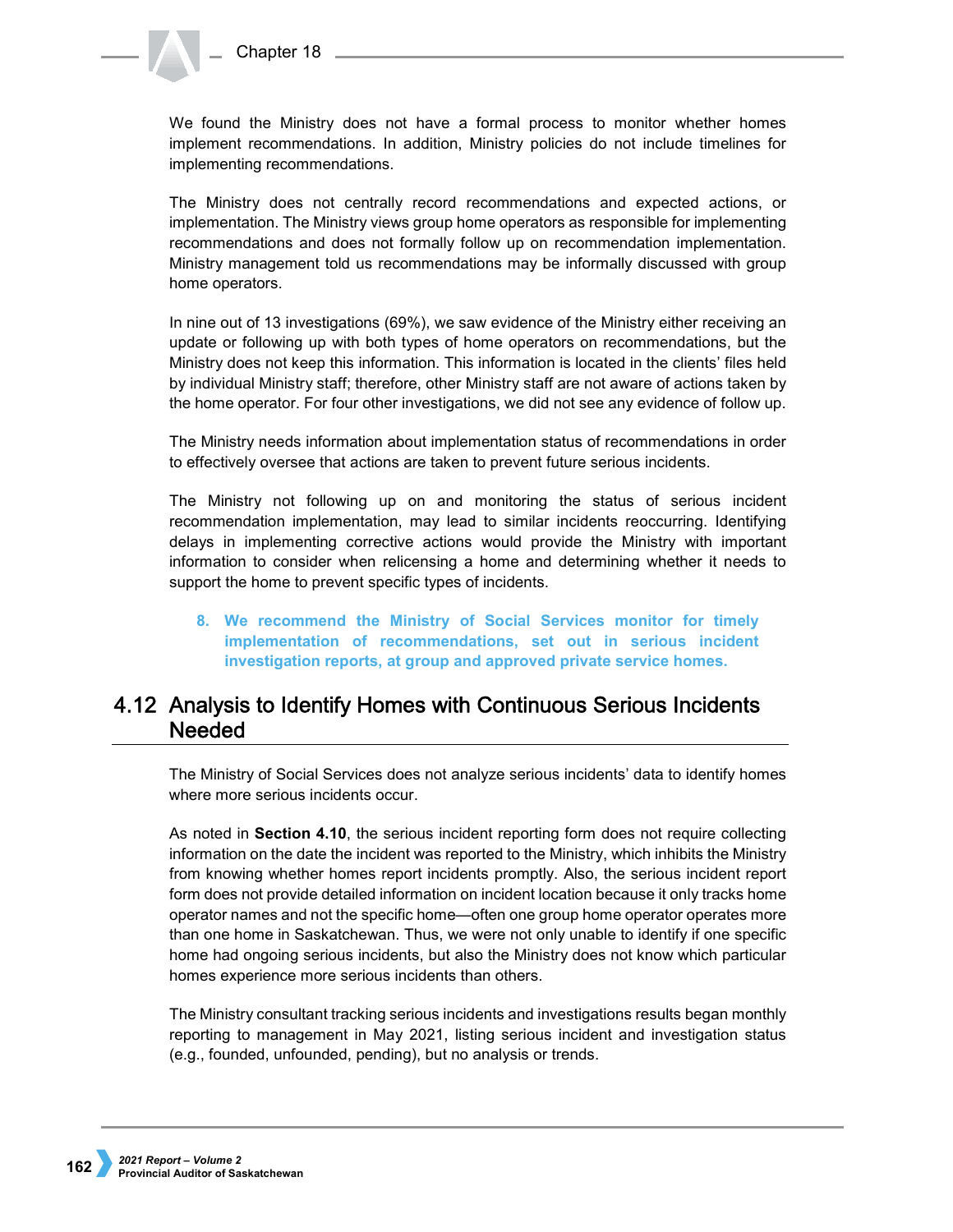We found the Ministry does not have a formal process to monitor whether homes implement recommendations. In addition, Ministry policies do not include timelines for implementing recommendations.

The Ministry does not centrally record recommendations and expected actions, or implementation. The Ministry views group home operators as responsible for implementing recommendations and does not formally follow up on recommendation implementation. Ministry management told us recommendations may be informally discussed with group home operators.

In nine out of 13 investigations (69%), we saw evidence of the Ministry either receiving an update or following up with both types of home operators on recommendations, but the Ministry does not keep this information. This information is located in the clients' files held by individual Ministry staff; therefore, other Ministry staff are not aware of actions taken by the home operator. For four other investigations, we did not see any evidence of follow up.

The Ministry needs information about implementation status of recommendations in order to effectively oversee that actions are taken to prevent future serious incidents.

The Ministry not following up on and monitoring the status of serious incident recommendation implementation, may lead to similar incidents reoccurring. Identifying delays in implementing corrective actions would provide the Ministry with important information to consider when relicensing a home and determining whether it needs to support the home to prevent specific types of incidents.

8. **We recommend the Ministry of Social Services monitor for timely implementation of recommendations, set out in serious incident investigation reports, at group and approved private service homes.**

## 4.12 Analysis to Identify Homes with Continuous Serious Incidents Needed

The Ministry of Social Services does not analyze serious incidents' data to identify homes where more serious incidents occur.

As noted in **Section 4.10**, the serious incident reporting form does not require collecting information on the date the incident was reported to the Ministry, which inhibits the Ministry from knowing whether homes report incidents promptly. Also, the serious incident report form does not provide detailed information on incident location because it only tracks home operator names and not the specific home—often one group home operator operates more than one home in Saskatchewan. Thus, we were not only unable to identify if one specific home had ongoing serious incidents, but also the Ministry does not know which particular homes experience more serious incidents than others.

The Ministry consultant tracking serious incidents and investigations results began monthly reporting to management in May 2021, listing serious incident and investigation status (e.g., founded, unfounded, pending), but no analysis or trends.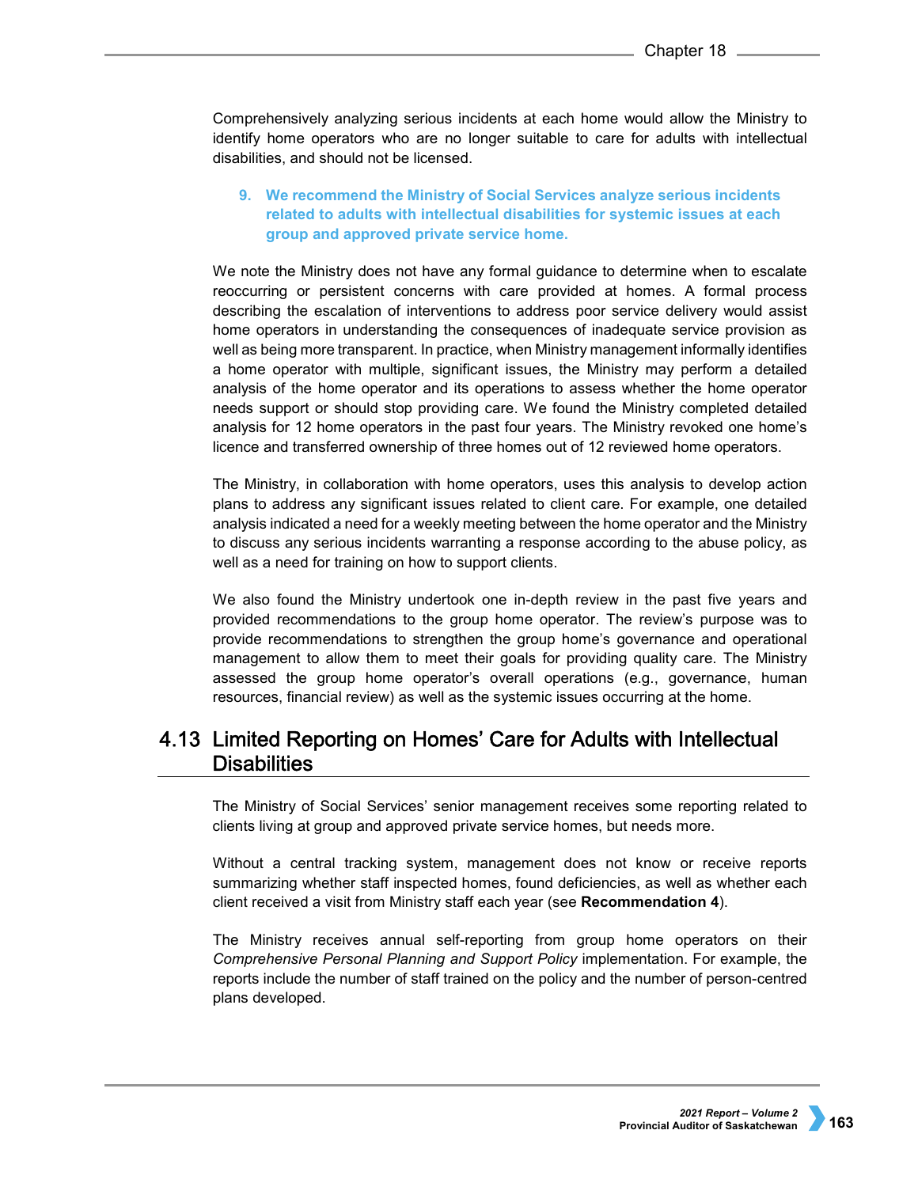Comprehensively analyzing serious incidents at each home would allow the Ministry to identify home operators who are no longer suitable to care for adults with intellectual disabilities, and should not be licensed.

9. **We recommend the Ministry of Social Services analyze serious incidents related to adults with intellectual disabilities for systemic issues at each group and approved private service home.**

We note the Ministry does not have any formal guidance to determine when to escalate reoccurring or persistent concerns with care provided at homes. A formal process describing the escalation of interventions to address poor service delivery would assist home operators in understanding the consequences of inadequate service provision as well as being more transparent. In practice, when Ministry management informally identifies a home operator with multiple, significant issues, the Ministry may perform a detailed analysis of the home operator and its operations to assess whether the home operator needs support or should stop providing care. We found the Ministry completed detailed analysis for 12 home operators in the past four years. The Ministry revoked one home's licence and transferred ownership of three homes out of 12 reviewed home operators.

The Ministry, in collaboration with home operators, uses this analysis to develop action plans to address any significant issues related to client care. For example, one detailed analysis indicated a need for a weekly meeting between the home operator and the Ministry to discuss any serious incidents warranting a response according to the abuse policy, as well as a need for training on how to support clients.

We also found the Ministry undertook one in-depth review in the past five years and provided recommendations to the group home operator. The review's purpose was to provide recommendations to strengthen the group home's governance and operational management to allow them to meet their goals for providing quality care. The Ministry assessed the group home operator's overall operations (e.g., governance, human resources, financial review) as well as the systemic issues occurring at the home.

## 4.13 Limited Reporting on Homes' Care for Adults with Intellectual Disabilities

The Ministry of Social Services' senior management receives some reporting related to clients living at group and approved private service homes, but needs more.

Without a central tracking system, management does not know or receive reports summarizing whether staff inspected homes, found deficiencies, as well as whether each client received a visit from Ministry staff each year (see **Recommendation 4**).

The Ministry receives annual self-reporting from group home operators on their *Comprehensive Personal Planning and Support Policy* implementation. For example, the reports include the number of staff trained on the policy and the number of person-centred plans developed.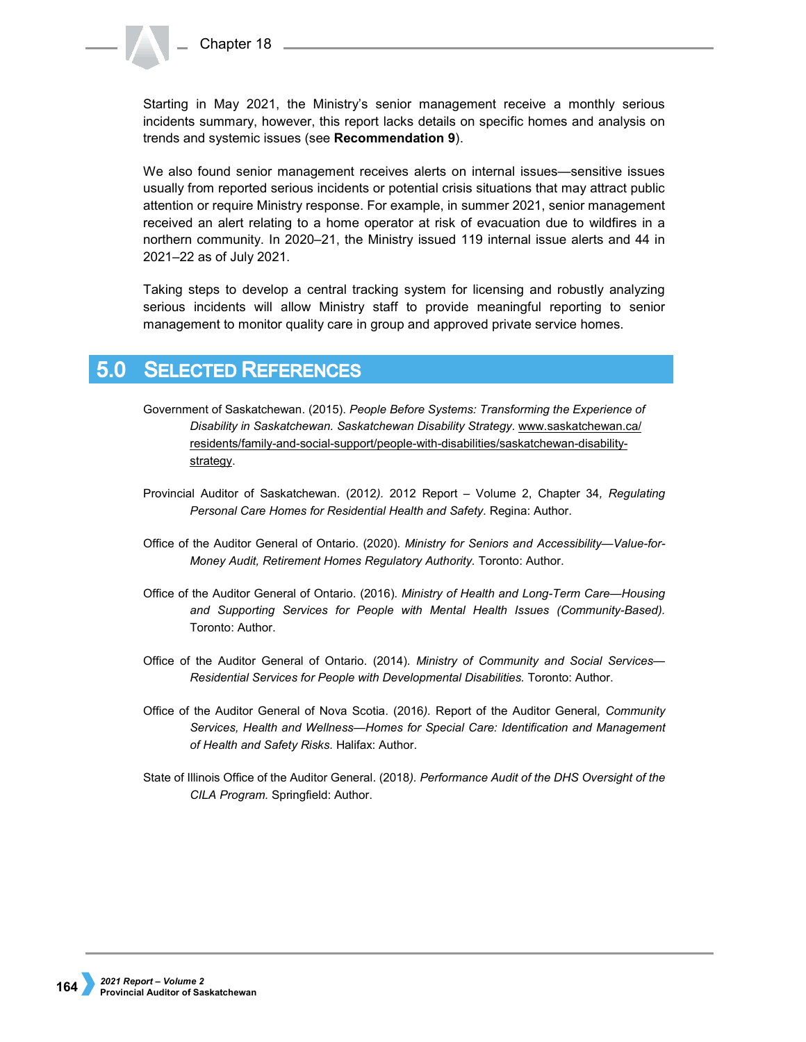Starting in May 2021, the Ministry's senior management receive a monthly serious incidents summary, however, this report lacks details on specific homes and analysis on trends and systemic issues (see **Recommendation 9**).

We also found senior management receives alerts on internal issues—sensitive issues usually from reported serious incidents or potential crisis situations that may attract public attention or require Ministry response. For example, in summer 2021, senior management received an alert relating to a home operator at risk of evacuation due to wildfires in a northern community. In 2020–21, the Ministry issued 119 internal issue alerts and 44 in 2021–22 as of July 2021.

Taking steps to develop a central tracking system for licensing and robustly analyzing serious incidents will allow Ministry staff to provide meaningful reporting to senior management to monitor quality care in group and approved private service homes.

## 5.0 Selected References

Government of Saskatchewan. (2015). *People Before Systems: Transforming the Experience of Disability in Saskatchewan. Saskatchewan Disability Strategy*. www.saskatchewan.ca/residents/family-and-social-support/people-with-disabilities/saskatchewan-disability-strategy.

Provincial Auditor of Saskatchewan. (2012). 2012 Report – Volume 2, Chapter 34, *Regulating Personal Care Homes for Residential Health and Safety*. Regina: Author.

Office of the Auditor General of Ontario. (2020). *Ministry for Seniors and Accessibility—Value-for-Money Audit, Retirement Homes Regulatory Authority*. Toronto: Author.

Office of the Auditor General of Ontario. (2016). *Ministry of Health and Long-Term Care—Housing and Supporting Services for People with Mental Health Issues (Community-Based).* Toronto: Author.

Office of the Auditor General of Ontario. (2014). *Ministry of Community and Social Services—Residential Services for People with Developmental Disabilities.* Toronto: Author.

Office of the Auditor General of Nova Scotia. (2016). Report of the Auditor General, *Community Services, Health and Wellness—Homes for Special Care: Identification and Management of Health and Safety Risks.* Halifax: Author.

State of Illinois Office of the Auditor General. (2018). *Performance Audit of the DHS Oversight of the CILA Program.* Springfield: Author.